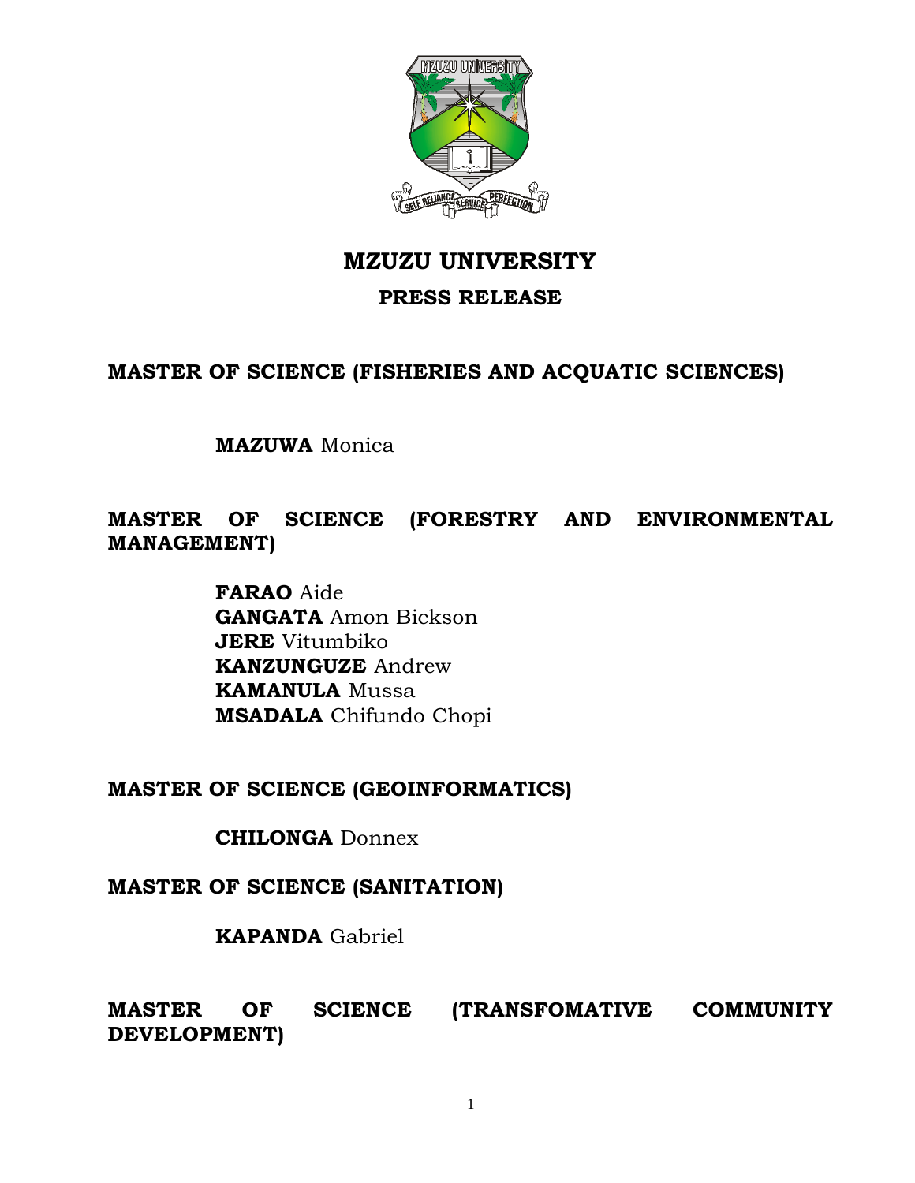# MZUZU UNIVERSITY

## PRESS RELEASE

### MASTER OF SCIENCE (FISHERIES AND ACQUATIC SCIENCES)

**MAZUWA** Monica

### MASTER OF SCIENCE (FORESTRY AND ENVIRONMENTAL MANAGEMENT)

**FARAO** Aide
**GANGATA** Amon Bickson
**JERE** Vitumbiko
**KANZUNGUZE** Andrew
**KAMANULA** Mussa
**MSADALA** Chifundo Chopi

### MASTER OF SCIENCE (GEOINFORMATICS)

**CHILONGA** Donnex

### MASTER OF SCIENCE (SANITATION)

**KAPANDA** Gabriel

### MASTER OF SCIENCE (TRANSFOMATIVE COMMUNITY DEVELOPMENT)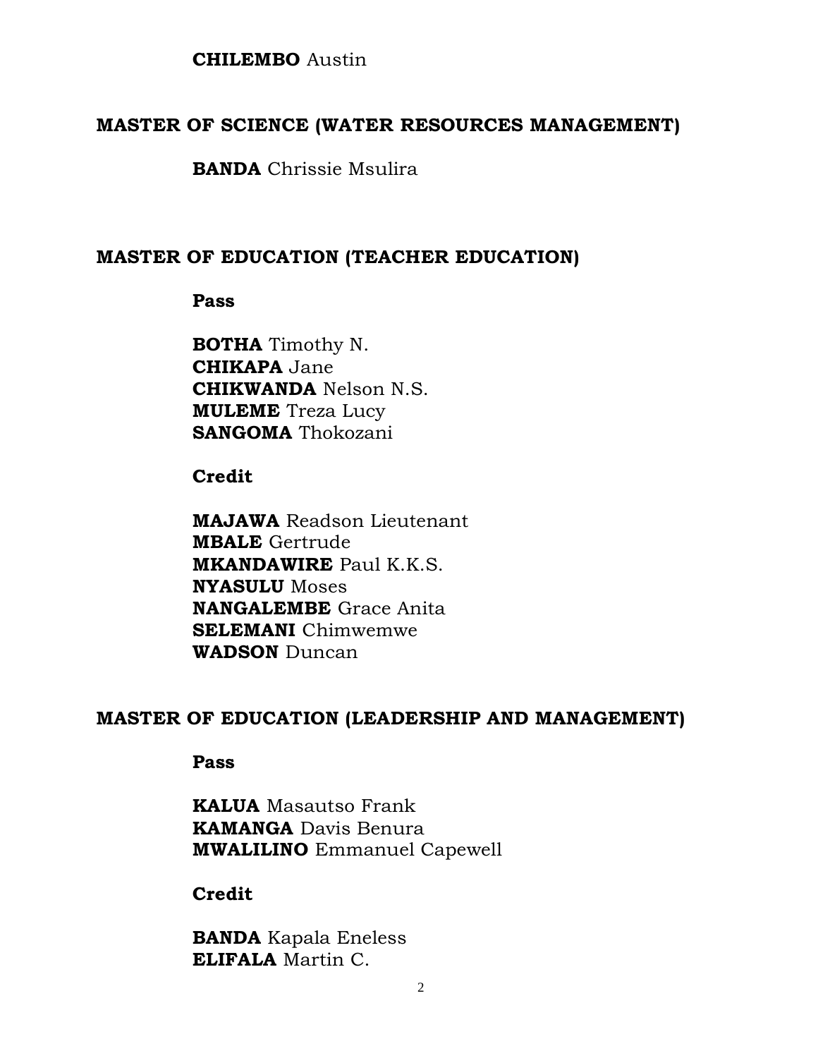**CHILEMBO** Austin

## MASTER OF SCIENCE (WATER RESOURCES MANAGEMENT)

**BANDA** Chrissie Msulira

## MASTER OF EDUCATION (TEACHER EDUCATION)

**Pass**

**BOTHA** Timothy N.
**CHIKAPA** Jane
**CHIKWANDA** Nelson N.S.
**MULEME** Treza Lucy
**SANGOMA** Thokozani

**Credit**

**MAJAWA** Readson Lieutenant
**MBALE** Gertrude
**MKANDAWIRE** Paul K.K.S.
**NYASULU** Moses
**NANGALEMBE** Grace Anita
**SELEMANI** Chimwemwe
**WADSON** Duncan

## MASTER OF EDUCATION (LEADERSHIP AND MANAGEMENT)

**Pass**

**KALUA** Masautso Frank
**KAMANGA** Davis Benura
**MWALILINO** Emmanuel Capewell

**Credit**

**BANDA** Kapala Eneless
**ELIFALA** Martin C.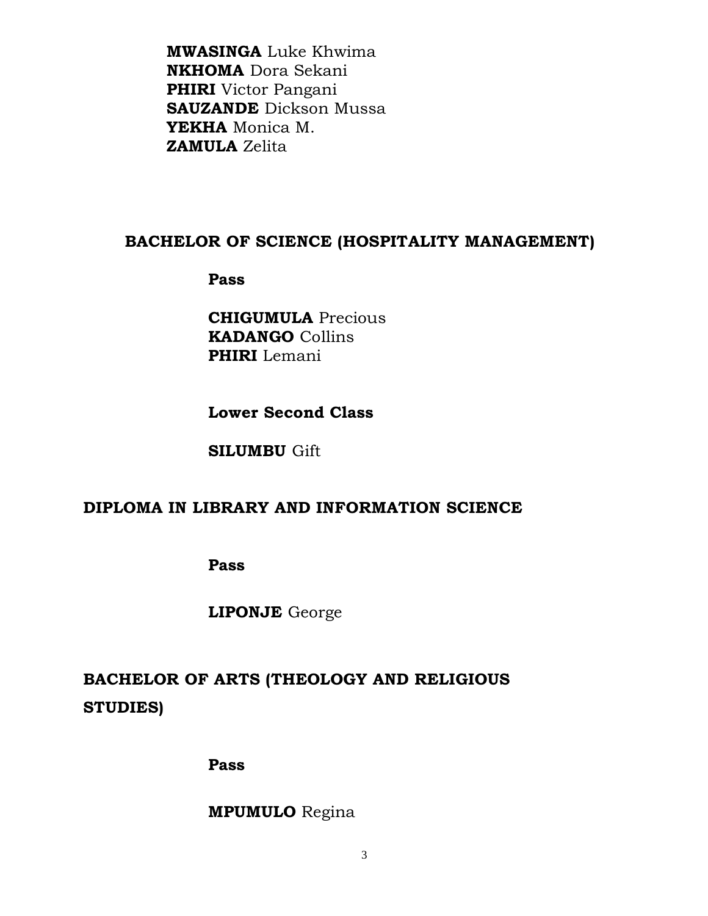**MWASINGA** Luke Khwima
**NKHOMA** Dora Sekani
**PHIRI** Victor Pangani
**SAUZANDE** Dickson Mussa
**YEKHA** Monica M.
**ZAMULA** Zelita

## BACHELOR OF SCIENCE (HOSPITALITY MANAGEMENT)

**Pass**

**CHIGUMULA** Precious
**KADANGO** Collins
**PHIRI** Lemani

**Lower Second Class**

**SILUMBU** Gift

## DIPLOMA IN LIBRARY AND INFORMATION SCIENCE

**Pass**

**LIPONJE** George

## BACHELOR OF ARTS (THEOLOGY AND RELIGIOUS STUDIES)

**Pass**

**MPUMULO** Regina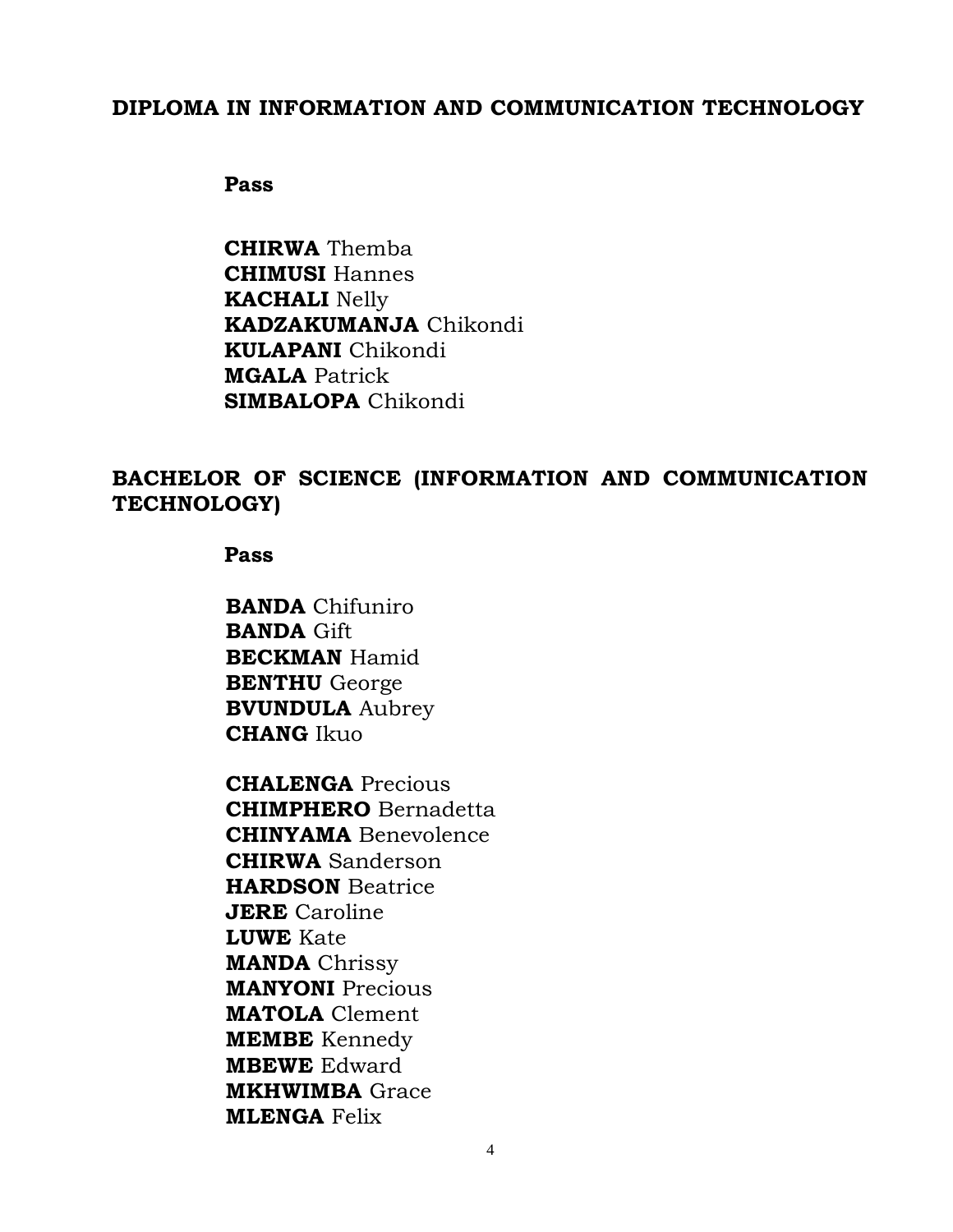## DIPLOMA IN INFORMATION AND COMMUNICATION TECHNOLOGY

**Pass**

**CHIRWA** Themba
**CHIMUSI** Hannes
**KACHALI** Nelly
**KADZAKUMANJA** Chikondi
**KULAPANI** Chikondi
**MGALA** Patrick
**SIMBALOPA** Chikondi

## BACHELOR OF SCIENCE (INFORMATION AND COMMUNICATION TECHNOLOGY)

**Pass**

**BANDA** Chifuniro
**BANDA** Gift
**BECKMAN** Hamid
**BENTHU** George
**BVUNDULA** Aubrey
**CHANG** Ikuo

**CHALENGA** Precious
**CHIMPHERO** Bernadetta
**CHINYAMA** Benevolence
**CHIRWA** Sanderson
**HARDSON** Beatrice
**JERE** Caroline
**LUWE** Kate
**MANDA** Chrissy
**MANYONI** Precious
**MATOLA** Clement
**MEMBE** Kennedy
**MBEWE** Edward
**MKHWIMBA** Grace
**MLENGA** Felix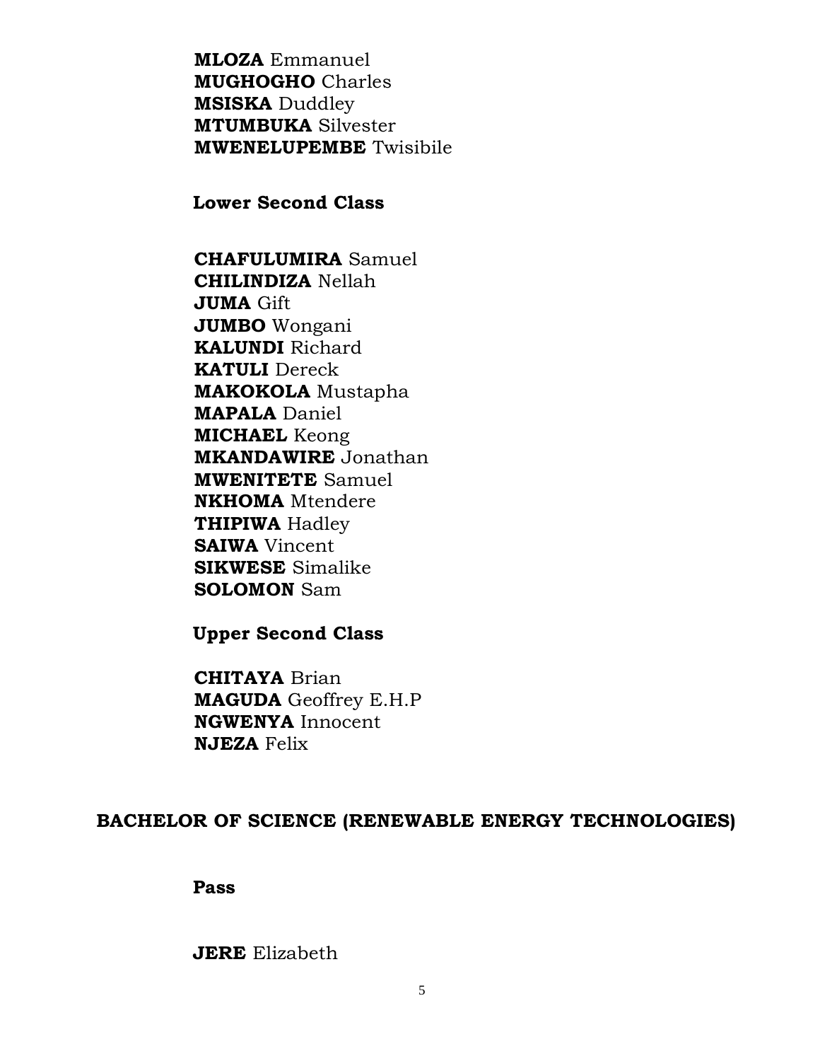**MLOZA** Emmanuel
**MUGHOGHO** Charles
**MSISKA** Duddley
**MTUMBUKA** Silvester
**MWENELUPEMBE** Twisibile

**Lower Second Class**

**CHAFULUMIRA** Samuel
**CHILINDIZA** Nellah
**JUMA** Gift
**JUMBO** Wongani
**KALUNDI** Richard
**KATULI** Dereck
**MAKOKOLA** Mustapha
**MAPALA** Daniel
**MICHAEL** Keong
**MKANDAWIRE** Jonathan
**MWENITETE** Samuel
**NKHOMA** Mtendere
**THIPIWA** Hadley
**SAIWA** Vincent
**SIKWESE** Simalike
**SOLOMON** Sam

**Upper Second Class**

**CHITAYA** Brian
**MAGUDA** Geoffrey E.H.P
**NGWENYA** Innocent
**NJEZA** Felix

## BACHELOR OF SCIENCE (RENEWABLE ENERGY TECHNOLOGIES)

**Pass**

**JERE** Elizabeth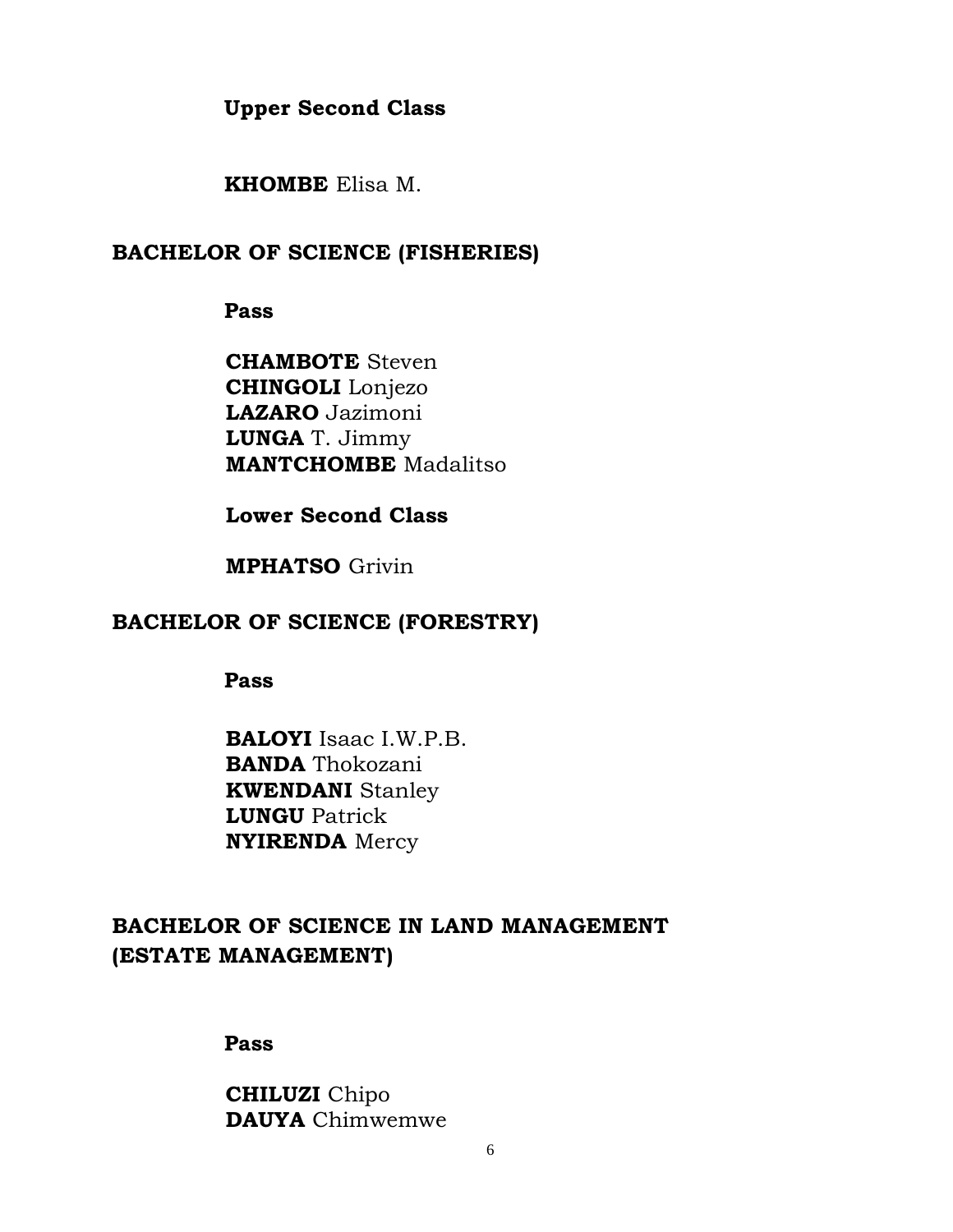**Upper Second Class**

**KHOMBE** Elisa M.

## BACHELOR OF SCIENCE (FISHERIES)

**Pass**

**CHAMBOTE** Steven
**CHINGOLI** Lonjezo
**LAZARO** Jazimoni
**LUNGA** T. Jimmy
**MANTCHOMBE** Madalitso

**Lower Second Class**

**MPHATSO** Grivin

## BACHELOR OF SCIENCE (FORESTRY)

**Pass**

**BALOYI** Isaac I.W.P.B.
**BANDA** Thokozani
**KWENDANI** Stanley
**LUNGU** Patrick
**NYIRENDA** Mercy

## BACHELOR OF SCIENCE IN LAND MANAGEMENT (ESTATE MANAGEMENT)

**Pass**

**CHILUZI** Chipo
**DAUYA** Chimwemwe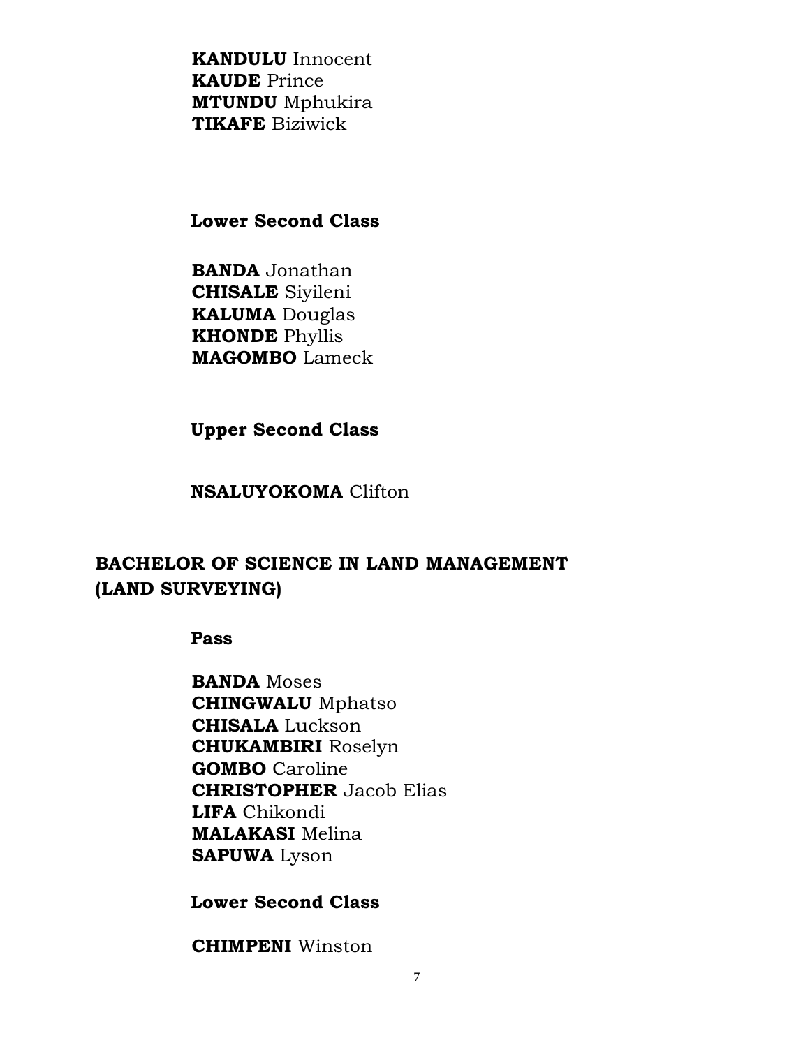**KANDULU** Innocent
**KAUDE** Prince
**MTUNDU** Mphukira
**TIKAFE** Biziwick

**Lower Second Class**

**BANDA** Jonathan
**CHISALE** Siyileni
**KALUMA** Douglas
**KHONDE** Phyllis
**MAGOMBO** Lameck

**Upper Second Class**

**NSALUYOKOMA** Clifton

## BACHELOR OF SCIENCE IN LAND MANAGEMENT (LAND SURVEYING)

**Pass**

**BANDA** Moses
**CHINGWALU** Mphatso
**CHISALA** Luckson
**CHUKAMBIRI** Roselyn
**GOMBO** Caroline
**CHRISTOPHER** Jacob Elias
**LIFA** Chikondi
**MALAKASI** Melina
**SAPUWA** Lyson

**Lower Second Class**

**CHIMPENI** Winston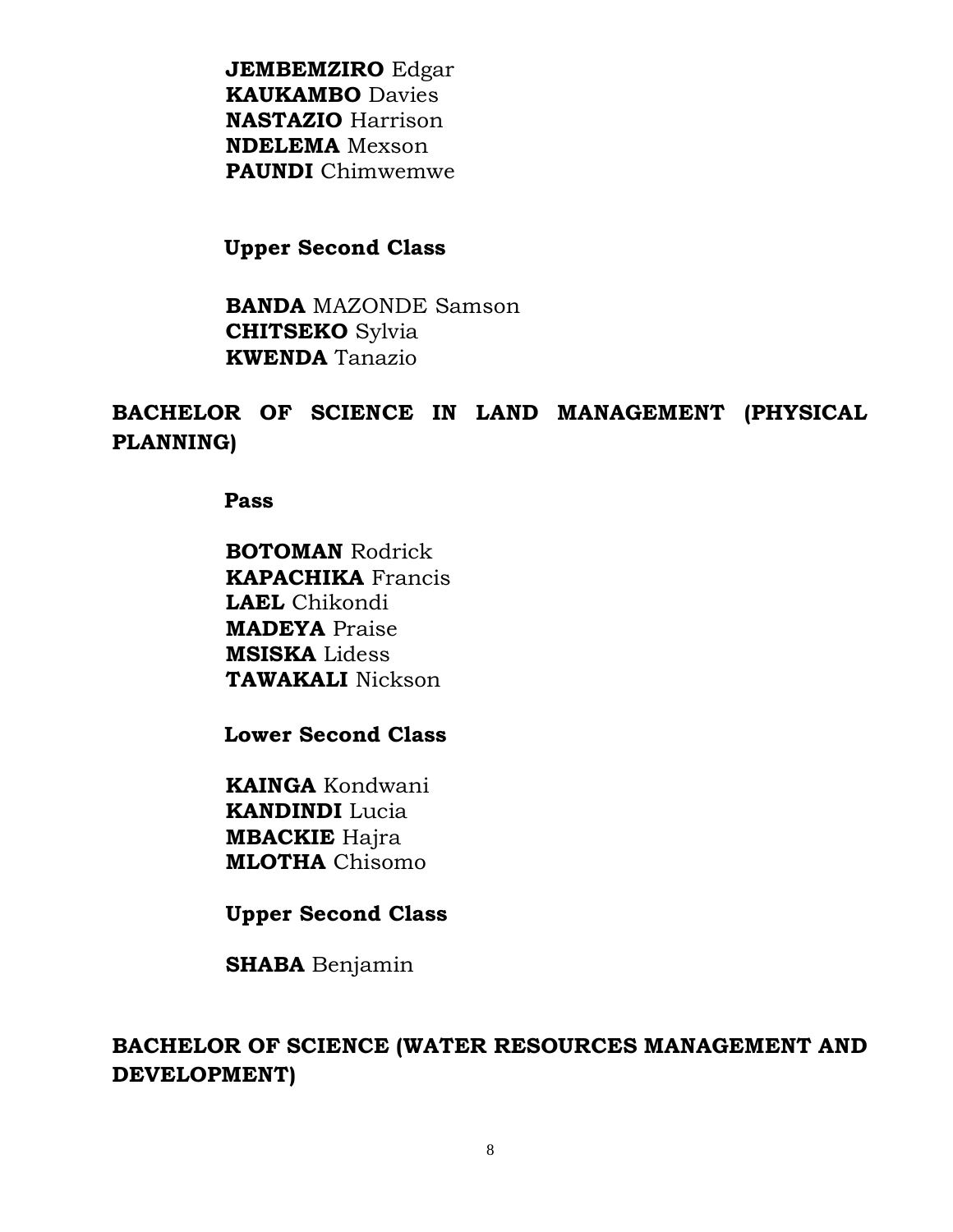**JEMBEMZIRO** Edgar
**KAUKAMBO** Davies
**NASTAZIO** Harrison
**NDELEMA** Mexson
**PAUNDI** Chimwemwe

### Upper Second Class

**BANDA** MAZONDE Samson
**CHITSEKO** Sylvia
**KWENDA** Tanazio

## BACHELOR OF SCIENCE IN LAND MANAGEMENT (PHYSICAL PLANNING)

### Pass

**BOTOMAN** Rodrick
**KAPACHIKA** Francis
**LAEL** Chikondi
**MADEYA** Praise
**MSISKA** Lidess
**TAWAKALI** Nickson

### Lower Second Class

**KAINGA** Kondwani
**KANDINDI** Lucia
**MBACKIE** Hajra
**MLOTHA** Chisomo

### Upper Second Class

**SHABA** Benjamin

## BACHELOR OF SCIENCE (WATER RESOURCES MANAGEMENT AND DEVELOPMENT)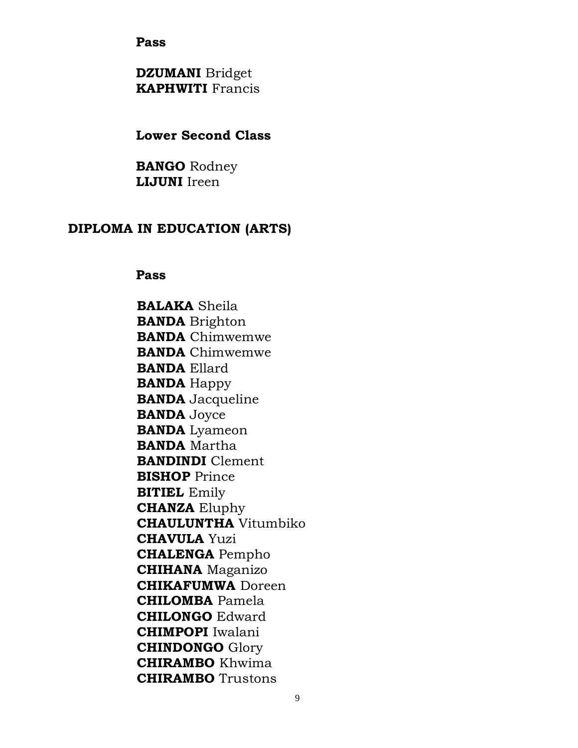### Pass

**DZUMANI** Bridget
**KAPHWITI** Francis

### Lower Second Class

**BANGO** Rodney
**LIJUNI** Ireen

## DIPLOMA IN EDUCATION (ARTS)

### Pass

**BALAKA** Sheila
**BANDA** Brighton
**BANDA** Chimwemwe
**BANDA** Chimwemwe
**BANDA** Ellard
**BANDA** Happy
**BANDA** Jacqueline
**BANDA** Joyce
**BANDA** Lyameon
**BANDA** Martha
**BANDINDI** Clement
**BISHOP** Prince
**BITIEL** Emily
**CHANZA** Eluphy
**CHAULUNTHA** Vitumbiko
**CHAVULA** Yuzi
**CHALENGA** Pempho
**CHIHANA** Maganizo
**CHIKAFUMWA** Doreen
**CHILOMBA** Pamela
**CHILONGO** Edward
**CHIMPOPI** Iwalani
**CHINDONGO** Glory
**CHIRAMBO** Khwima
**CHIRAMBO** Trustons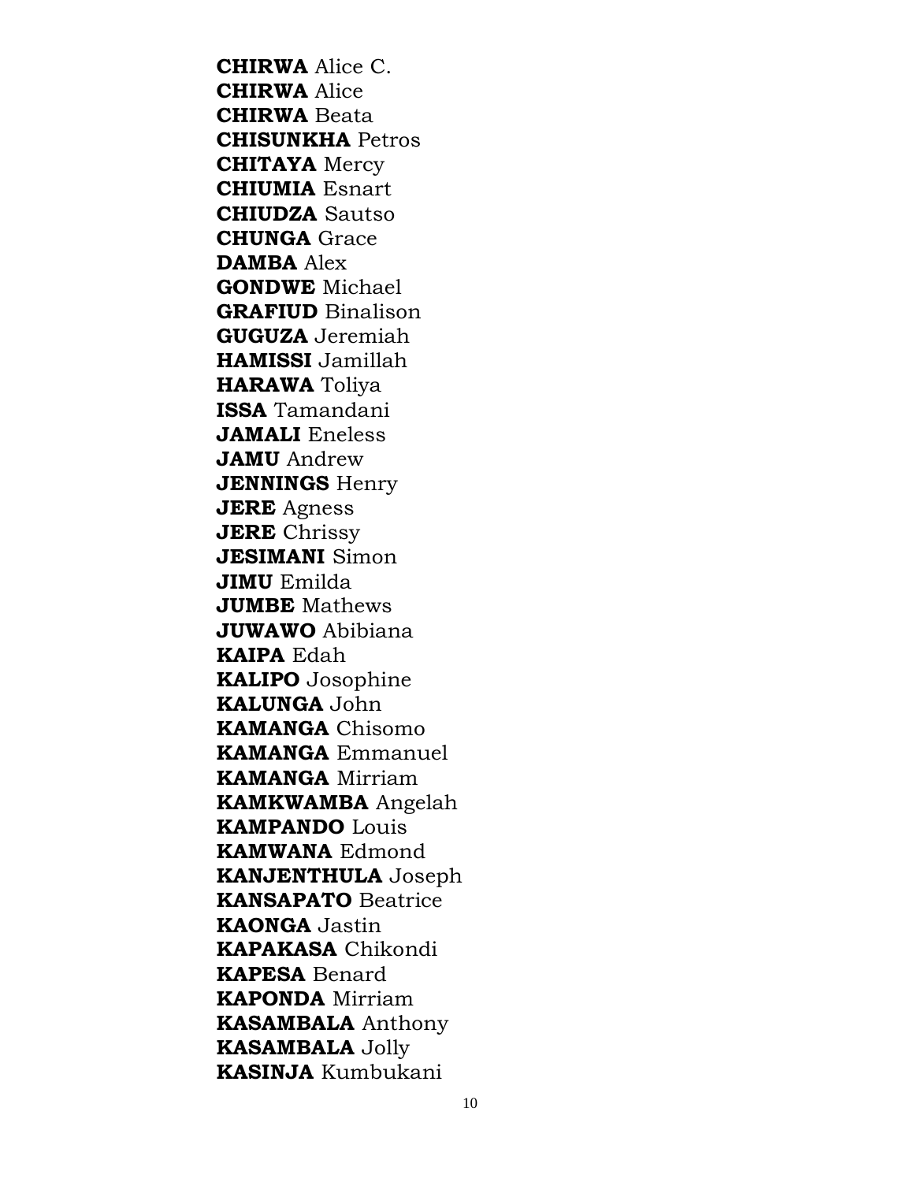**CHIRWA** Alice C.
**CHIRWA** Alice
**CHIRWA** Beata
**CHISUNKHA** Petros
**CHITAYA** Mercy
**CHIUMIA** Esnart
**CHIUDZA** Sautso
**CHUNGA** Grace
**DAMBA** Alex
**GONDWE** Michael
**GRAFIUD** Binalison
**GUGUZA** Jeremiah
**HAMISSI** Jamillah
**HARAWA** Toliya
**ISSA** Tamandani
**JAMALI** Eneless
**JAMU** Andrew
**JENNINGS** Henry
**JERE** Agness
**JERE** Chrissy
**JESIMANI** Simon
**JIMU** Emilda
**JUMBE** Mathews
**JUWAWO** Abibiana
**KAIPA** Edah
**KALIPO** Josophine
**KALUNGA** John
**KAMANGA** Chisomo
**KAMANGA** Emmanuel
**KAMANGA** Mirriam
**KAMKWAMBA** Angelah
**KAMPANDO** Louis
**KAMWANA** Edmond
**KANJENTHULA** Joseph
**KANSAPATO** Beatrice
**KAONGA** Jastin
**KAPAKASA** Chikondi
**KAPESA** Benard
**KAPONDA** Mirriam
**KASAMBALA** Anthony
**KASAMBALA** Jolly
**KASINJA** Kumbukani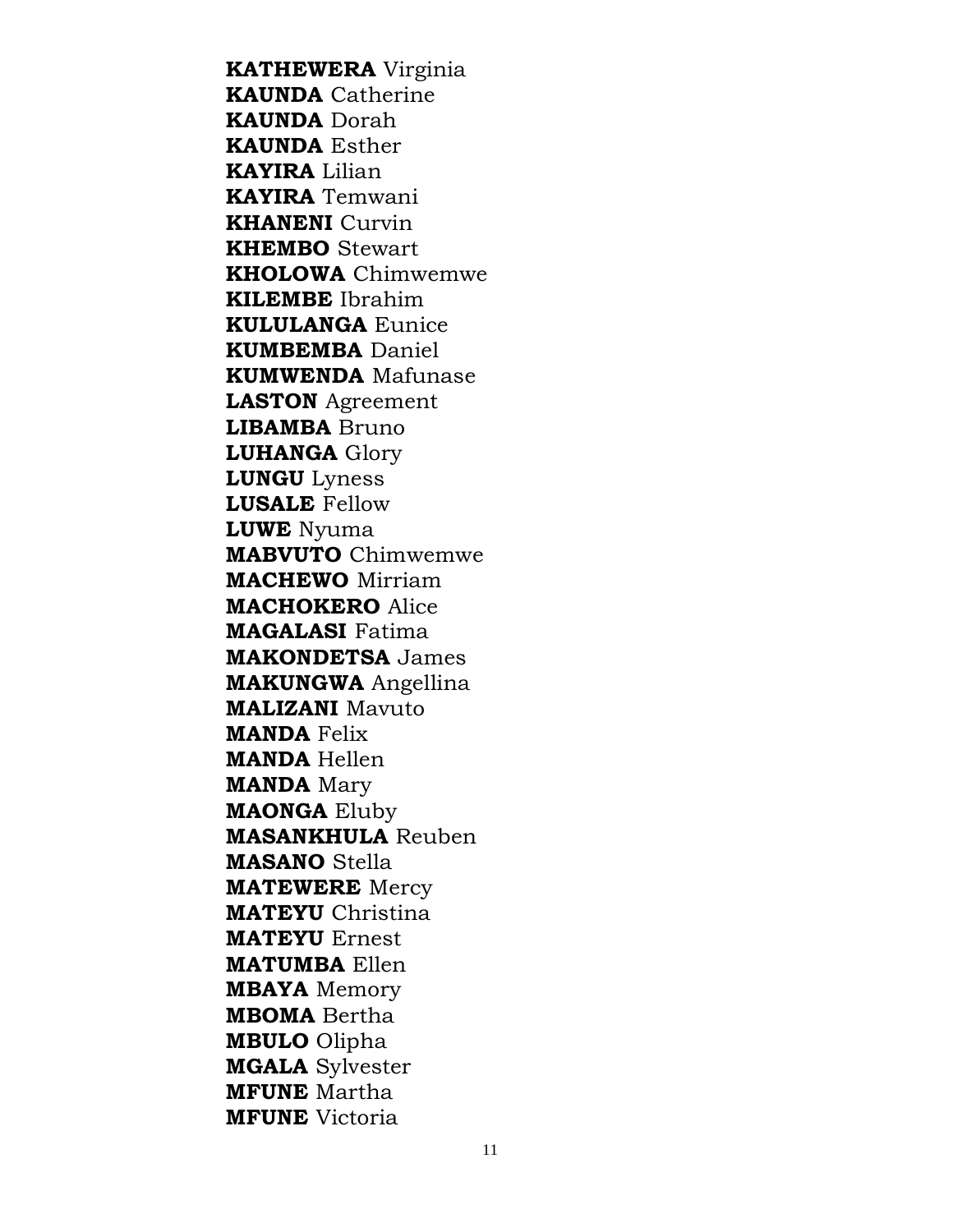**KATHEWERA** Virginia
**KAUNDA** Catherine
**KAUNDA** Dorah
**KAUNDA** Esther
**KAYIRA** Lilian
**KAYIRA** Temwani
**KHANENI** Curvin
**KHEMBO** Stewart
**KHOLOWA** Chimwemwe
**KILEMBE** Ibrahim
**KULULANGA** Eunice
**KUMBEMBA** Daniel
**KUMWENDA** Mafunase
**LASTON** Agreement
**LIBAMBA** Bruno
**LUHANGA** Glory
**LUNGU** Lyness
**LUSALE** Fellow
**LUWE** Nyuma
**MABVUTO** Chimwemwe
**MACHEWO** Mirriam
**MACHOKERO** Alice
**MAGALASI** Fatima
**MAKONDETSA** James
**MAKUNGWA** Angellina
**MALIZANI** Mavuto
**MANDA** Felix
**MANDA** Hellen
**MANDA** Mary
**MAONGA** Eluby
**MASANKHULA** Reuben
**MASANO** Stella
**MATEWERE** Mercy
**MATEYU** Christina
**MATEYU** Ernest
**MATUMBA** Ellen
**MBAYA** Memory
**MBOMA** Bertha
**MBULO** Olipha
**MGALA** Sylvester
**MFUNE** Martha
**MFUNE** Victoria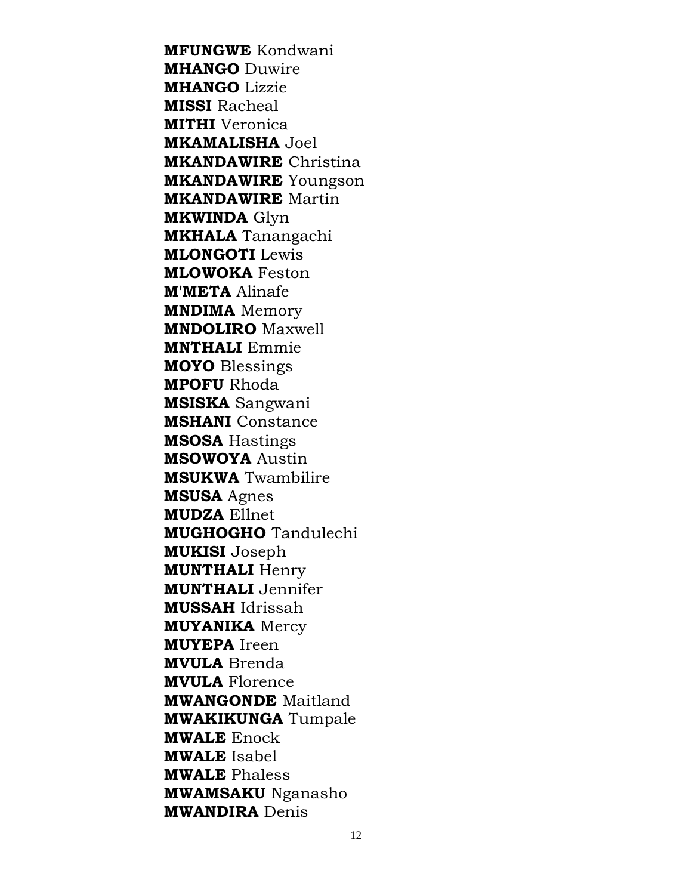**MFUNGWE** Kondwani
**MHANGO** Duwire
**MHANGO** Lizzie
**MISSI** Racheal
**MITHI** Veronica
**MKAMALISHA** Joel
**MKANDAWIRE** Christina
**MKANDAWIRE** Youngson
**MKANDAWIRE** Martin
**MKWINDA** Glyn
**MKHALA** Tanangachi
**MLONGOTI** Lewis
**MLOWOKA** Feston
**M'META** Alinafe
**MNDIMA** Memory
**MNDOLIRO** Maxwell
**MNTHALI** Emmie
**MOYO** Blessings
**MPOFU** Rhoda
**MSISKA** Sangwani
**MSHANI** Constance
**MSOSA** Hastings
**MSOWOYA** Austin
**MSUKWA** Twambilire
**MSUSA** Agnes
**MUDZA** Ellnet
**MUGHOGHO** Tandulechi
**MUKISI** Joseph
**MUNTHALI** Henry
**MUNTHALI** Jennifer
**MUSSAH** Idrissah
**MUYANIKA** Mercy
**MUYEPA** Ireen
**MVULA** Brenda
**MVULA** Florence
**MWANGONDE** Maitland
**MWAKIKUNGA** Tumpale
**MWALE** Enock
**MWALE** Isabel
**MWALE** Phaless
**MWAMSAKU** Nganasho
**MWANDIRA** Denis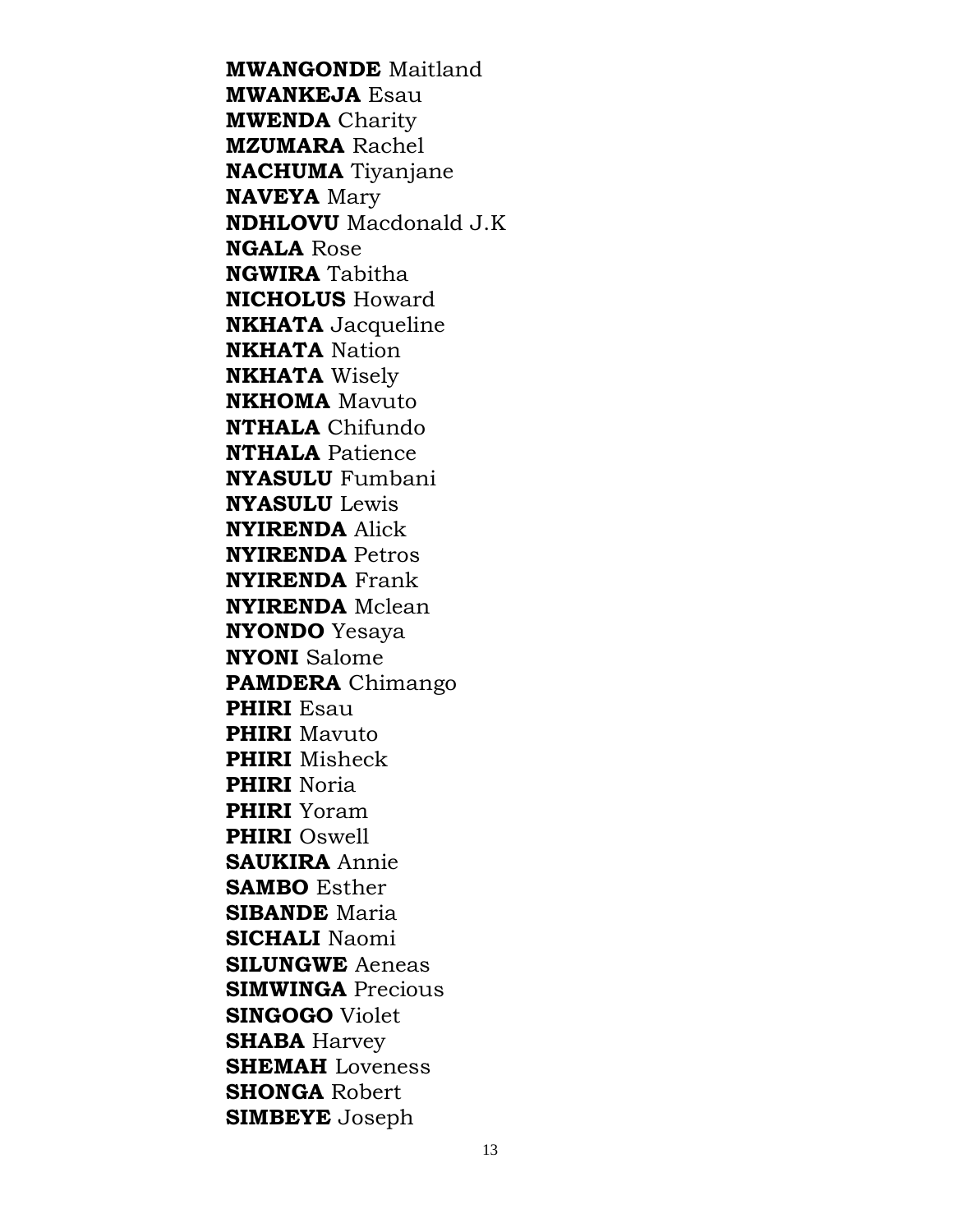**MWANGONDE** Maitland
**MWANKEJA** Esau
**MWENDA** Charity
**MZUMARA** Rachel
**NACHUMA** Tiyanjane
**NAVEYA** Mary
**NDHLOVU** Macdonald J.K
**NGALA** Rose
**NGWIRA** Tabitha
**NICHOLUS** Howard
**NKHATA** Jacqueline
**NKHATA** Nation
**NKHATA** Wisely
**NKHOMA** Mavuto
**NTHALA** Chifundo
**NTHALA** Patience
**NYASULU** Fumbani
**NYASULU** Lewis
**NYIRENDA** Alick
**NYIRENDA** Petros
**NYIRENDA** Frank
**NYIRENDA** Mclean
**NYONDO** Yesaya
**NYONI** Salome
**PAMDERA** Chimango
**PHIRI** Esau
**PHIRI** Mavuto
**PHIRI** Misheck
**PHIRI** Noria
**PHIRI** Yoram
**PHIRI** Oswell
**SAUKIRA** Annie
**SAMBO** Esther
**SIBANDE** Maria
**SICHALI** Naomi
**SILUNGWE** Aeneas
**SIMWINGA** Precious
**SINGOGO** Violet
**SHABA** Harvey
**SHEMAH** Loveness
**SHONGA** Robert
**SIMBEYE** Joseph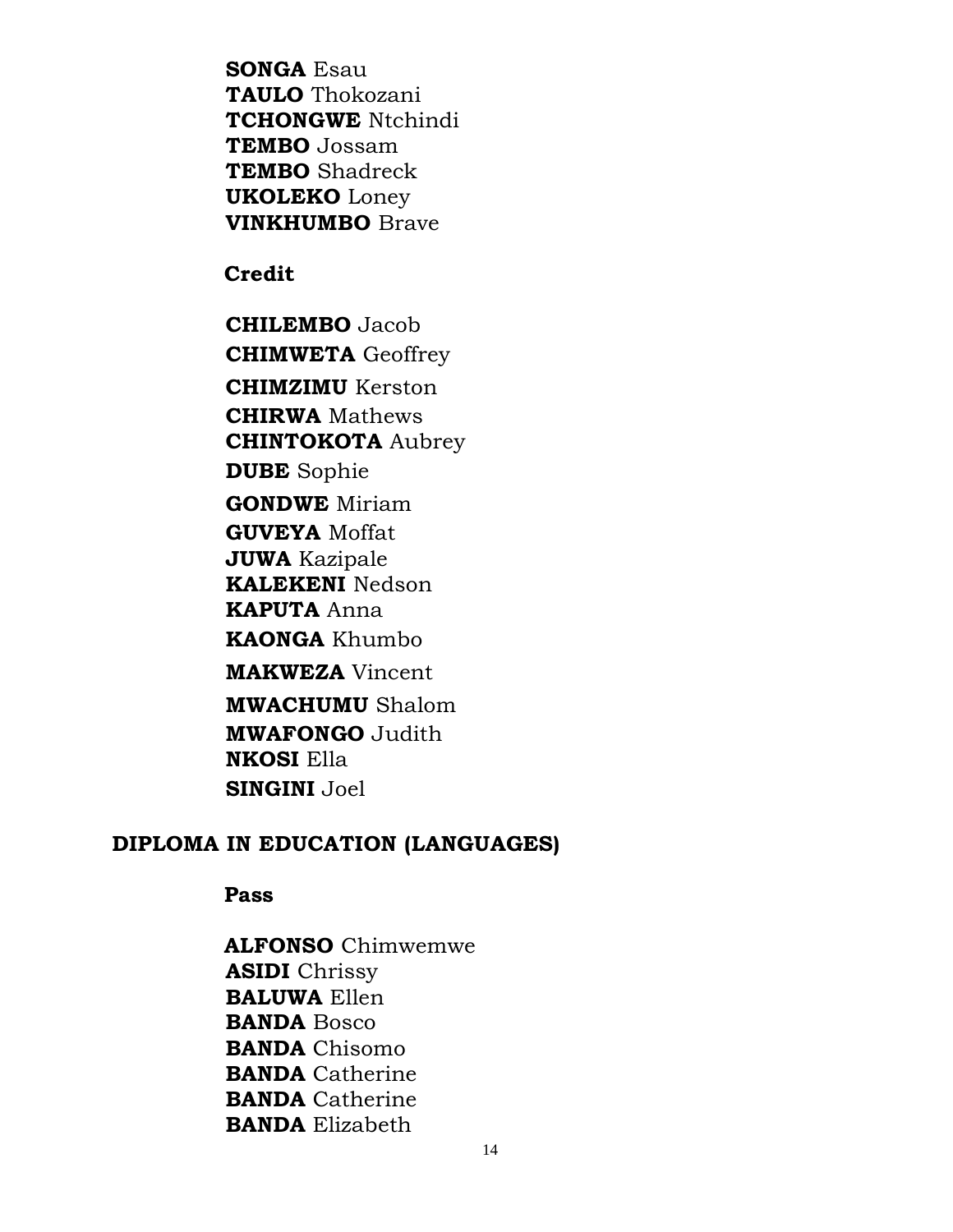**SONGA** Esau
**TAULO** Thokozani
**TCHONGWE** Ntchindi
**TEMBO** Jossam
**TEMBO** Shadreck
**UKOLEKO** Loney
**VINKHUMBO** Brave

### Credit

**CHILEMBO** Jacob
**CHIMWETA** Geoffrey
**CHIMZIMU** Kerston
**CHIRWA** Mathews
**CHINTOKOTA** Aubrey
**DUBE** Sophie
**GONDWE** Miriam
**GUVEYA** Moffat
**JUWA** Kazipale
**KALEKENI** Nedson
**KAPUTA** Anna
**KAONGA** Khumbo
**MAKWEZA** Vincent
**MWACHUMU** Shalom
**MWAFONGO** Judith
**NKOSI** Ella
**SINGINI** Joel

## DIPLOMA IN EDUCATION (LANGUAGES)

### Pass

**ALFONSO** Chimwemwe
**ASIDI** Chrissy
**BALUWA** Ellen
**BANDA** Bosco
**BANDA** Chisomo
**BANDA** Catherine
**BANDA** Catherine
**BANDA** Elizabeth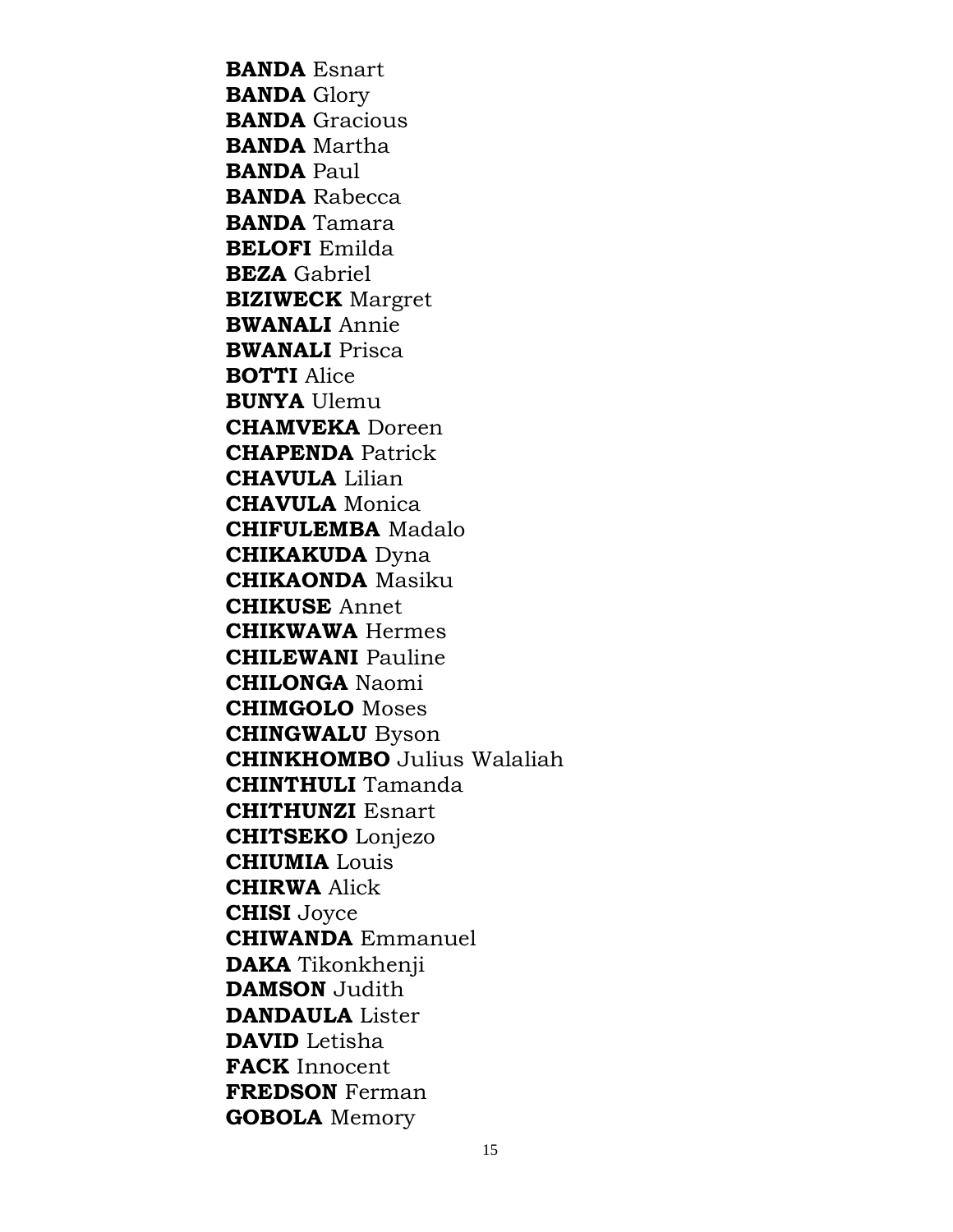**BANDA** Esnart
**BANDA** Glory
**BANDA** Gracious
**BANDA** Martha
**BANDA** Paul
**BANDA** Rabecca
**BANDA** Tamara
**BELOFI** Emilda
**BEZA** Gabriel
**BIZIWECK** Margret
**BWANALI** Annie
**BWANALI** Prisca
**BOTTI** Alice
**BUNYA** Ulemu
**CHAMVEKA** Doreen
**CHAPENDA** Patrick
**CHAVULA** Lilian
**CHAVULA** Monica
**CHIFULEMBA** Madalo
**CHIKAKUDA** Dyna
**CHIKAONDA** Masiku
**CHIKUSE** Annet
**CHIKWAWA** Hermes
**CHILEWANI** Pauline
**CHILONGA** Naomi
**CHIMGOLO** Moses
**CHINGWALU** Byson
**CHINKHOMBO** Julius Walaliah
**CHINTHULI** Tamanda
**CHITHUNZI** Esnart
**CHITSEKO** Lonjezo
**CHIUMIA** Louis
**CHIRWA** Alick
**CHISI** Joyce
**CHIWANDA** Emmanuel
**DAKA** Tikonkhenji
**DAMSON** Judith
**DANDAULA** Lister
**DAVID** Letisha
**FACK** Innocent
**FREDSON** Ferman
**GOBOLA** Memory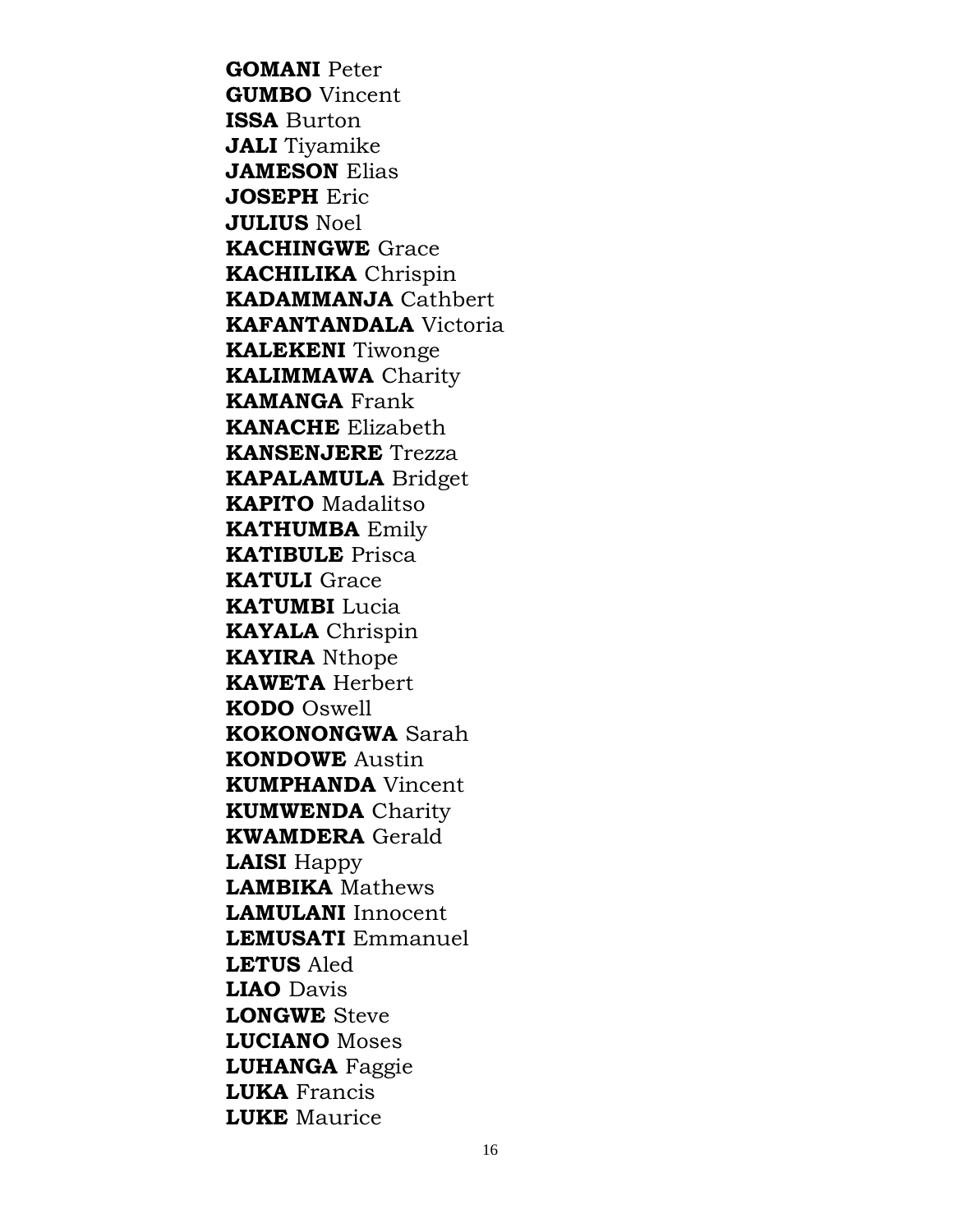**GOMANI** Peter
**GUMBO** Vincent
**ISSA** Burton
**JALI** Tiyamike
**JAMESON** Elias
**JOSEPH** Eric
**JULIUS** Noel
**KACHINGWE** Grace
**KACHILIKA** Chrispin
**KADAMMANJA** Cathbert
**KAFANTANDALA** Victoria
**KALEKENI** Tiwonge
**KALIMMAWA** Charity
**KAMANGA** Frank
**KANACHE** Elizabeth
**KANSENJERE** Trezza
**KAPALAMULA** Bridget
**KAPITO** Madalitso
**KATHUMBA** Emily
**KATIBULE** Prisca
**KATULI** Grace
**KATUMBI** Lucia
**KAYALA** Chrispin
**KAYIRA** Nthope
**KAWETA** Herbert
**KODO** Oswell
**KOKONONGWA** Sarah
**KONDOWE** Austin
**KUMPHANDA** Vincent
**KUMWENDA** Charity
**KWAMDERA** Gerald
**LAISI** Happy
**LAMBIKA** Mathews
**LAMULANI** Innocent
**LEMUSATI** Emmanuel
**LETUS** Aled
**LIAO** Davis
**LONGWE** Steve
**LUCIANO** Moses
**LUHANGA** Faggie
**LUKA** Francis
**LUKE** Maurice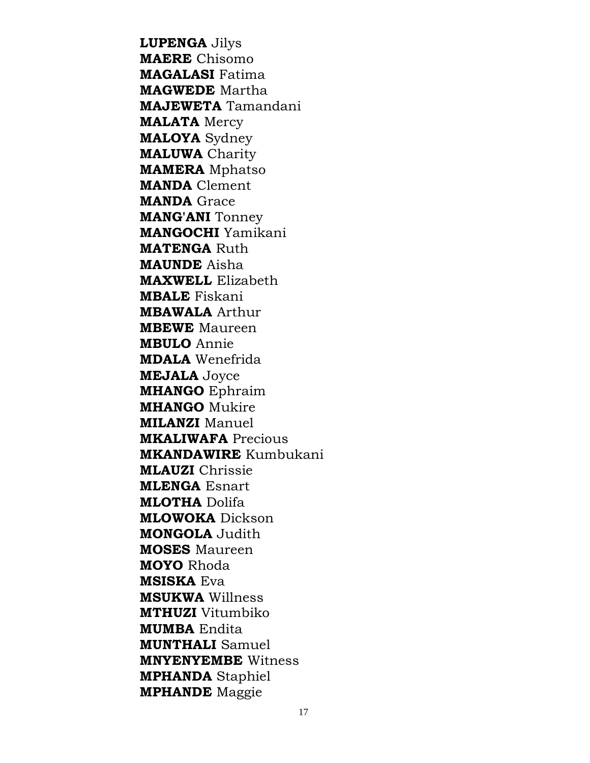**LUPENGA** Jilys
**MAERE** Chisomo
**MAGALASI** Fatima
**MAGWEDE** Martha
**MAJEWETA** Tamandani
**MALATA** Mercy
**MALOYA** Sydney
**MALUWA** Charity
**MAMERA** Mphatso
**MANDA** Clement
**MANDA** Grace
**MANG'ANI** Tonney
**MANGOCHI** Yamikani
**MATENGA** Ruth
**MAUNDE** Aisha
**MAXWELL** Elizabeth
**MBALE** Fiskani
**MBAWALA** Arthur
**MBEWE** Maureen
**MBULO** Annie
**MDALA** Wenefrida
**MEJALA** Joyce
**MHANGO** Ephraim
**MHANGO** Mukire
**MILANZI** Manuel
**MKALIWAFA** Precious
**MKANDAWIRE** Kumbukani
**MLAUZI** Chrissie
**MLENGA** Esnart
**MLOTHA** Dolifa
**MLOWOKA** Dickson
**MONGOLA** Judith
**MOSES** Maureen
**MOYO** Rhoda
**MSISKA** Eva
**MSUKWA** Willness
**MTHUZI** Vitumbiko
**MUMBA** Endita
**MUNTHALI** Samuel
**MNYENYEMBE** Witness
**MPHANDA** Staphiel
**MPHANDE** Maggie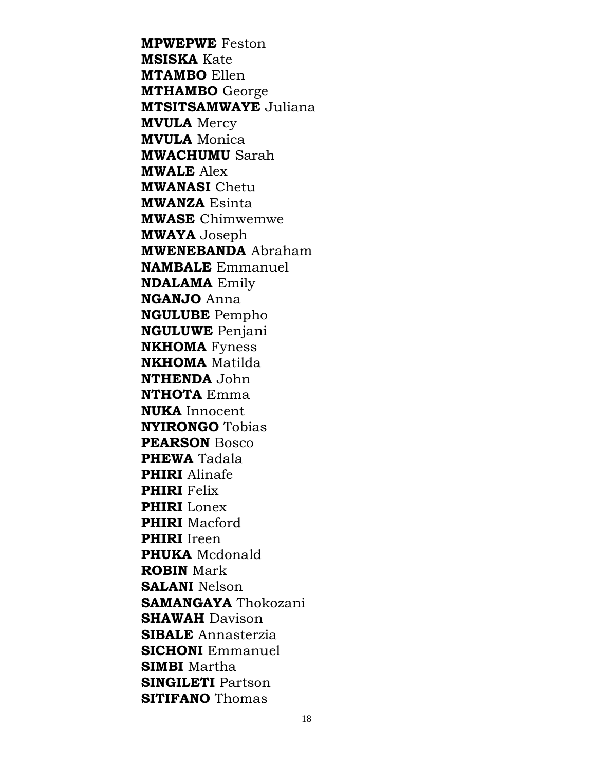**MPWEPWE** Feston
**MSISKA** Kate
**MTAMBO** Ellen
**MTHAMBO** George
**MTSITSAMWAYE** Juliana
**MVULA** Mercy
**MVULA** Monica
**MWACHUMU** Sarah
**MWALE** Alex
**MWANASI** Chetu
**MWANZA** Esinta
**MWASE** Chimwemwe
**MWAYA** Joseph
**MWENEBANDA** Abraham
**NAMBALE** Emmanuel
**NDALAMA** Emily
**NGANJO** Anna
**NGULUBE** Pempho
**NGULUWE** Penjani
**NKHOMA** Fyness
**NKHOMA** Matilda
**NTHENDA** John
**NTHOTA** Emma
**NUKA** Innocent
**NYIRONGO** Tobias
**PEARSON** Bosco
**PHEWA** Tadala
**PHIRI** Alinafe
**PHIRI** Felix
**PHIRI** Lonex
**PHIRI** Macford
**PHIRI** Ireen
**PHUKA** Mcdonald
**ROBIN** Mark
**SALANI** Nelson
**SAMANGAYA** Thokozani
**SHAWAH** Davison
**SIBALE** Annasterzia
**SICHONI** Emmanuel
**SIMBI** Martha
**SINGILETI** Partson
**SITIFANO** Thomas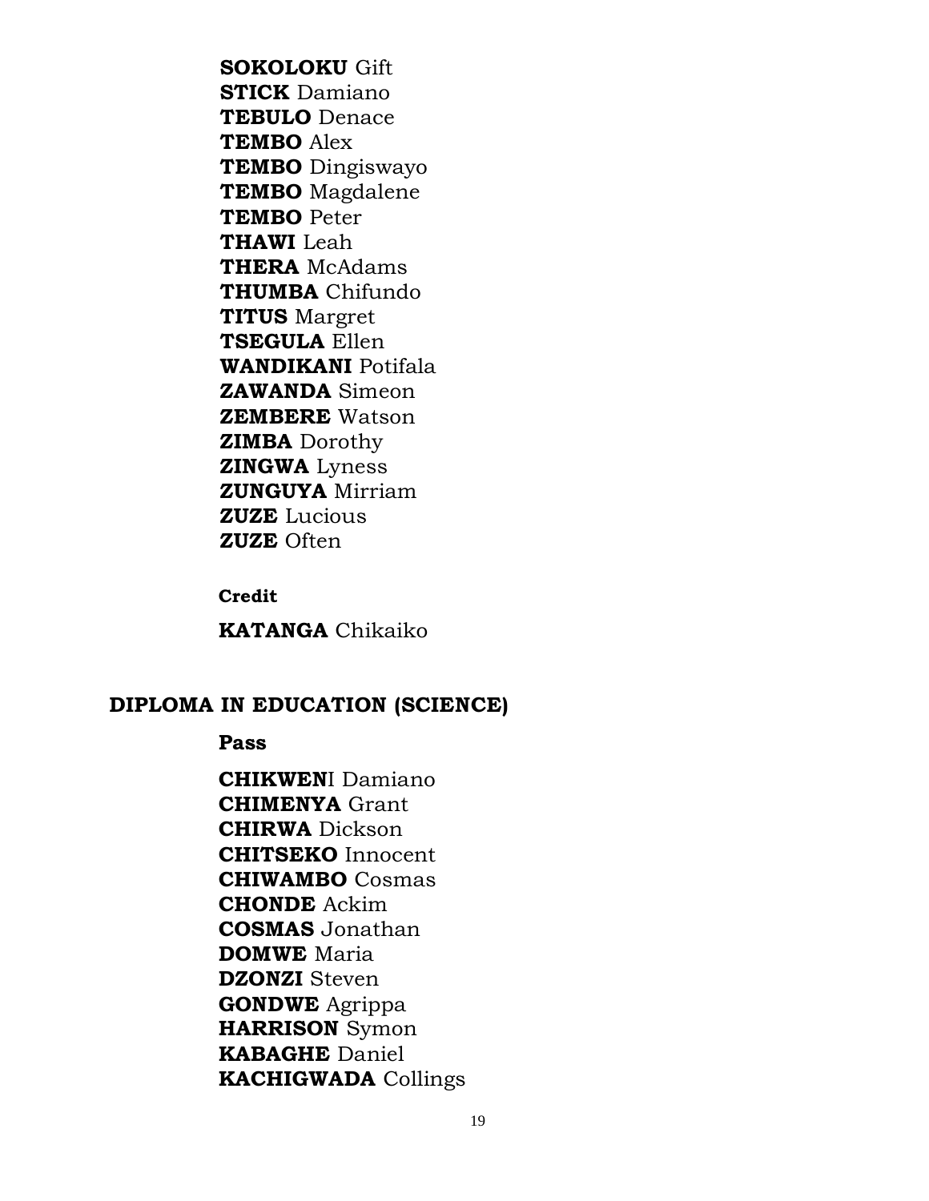**SOKOLOKU** Gift
**STICK** Damiano
**TEBULO** Denace
**TEMBO** Alex
**TEMBO** Dingiswayo
**TEMBO** Magdalene
**TEMBO** Peter
**THAWI** Leah
**THERA** McAdams
**THUMBA** Chifundo
**TITUS** Margret
**TSEGULA** Ellen
**WANDIKANI** Potifala
**ZAWANDA** Simeon
**ZEMBERE** Watson
**ZIMBA** Dorothy
**ZINGWA** Lyness
**ZUNGUYA** Mirriam
**ZUZE** Lucious
**ZUZE** Often

**Credit**

**KATANGA** Chikaiko

## DIPLOMA IN EDUCATION (SCIENCE)

**Pass**

**CHIKWEN**I Damiano
**CHIMENYA** Grant
**CHIRWA** Dickson
**CHITSEKO** Innocent
**CHIWAMBO** Cosmas
**CHONDE** Ackim
**COSMAS** Jonathan
**DOMWE** Maria
**DZONZI** Steven
**GONDWE** Agrippa
**HARRISON** Symon
**KABAGHE** Daniel
**KACHIGWADA** Collings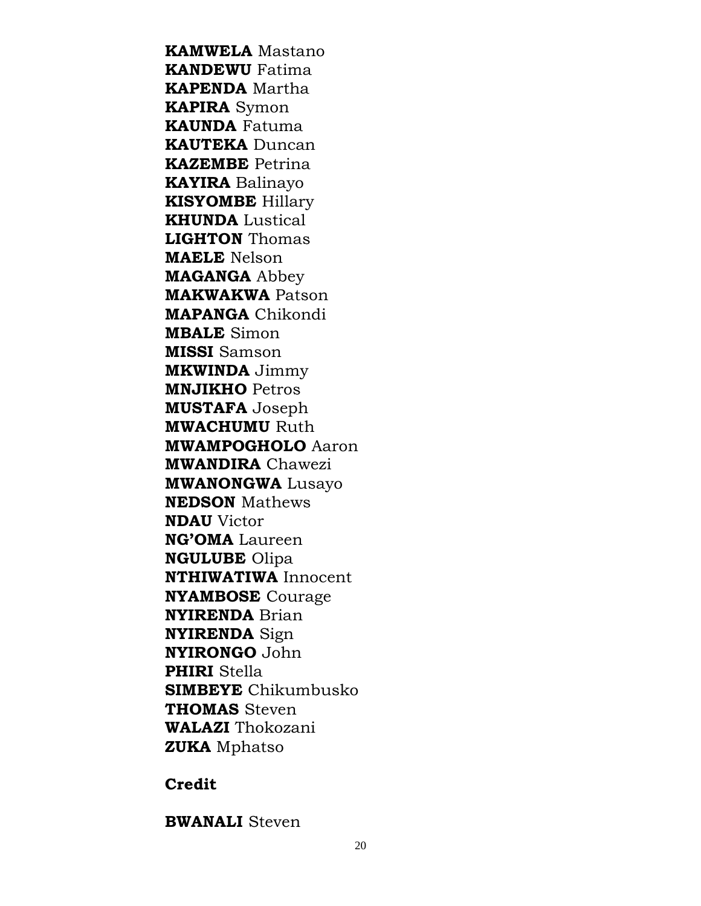**KAMWELA** Mastano
**KANDEWU** Fatima
**KAPENDA** Martha
**KAPIRA** Symon
**KAUNDA** Fatuma
**KAUTEKA** Duncan
**KAZEMBE** Petrina
**KAYIRA** Balinayo
**KISYOMBE** Hillary
**KHUNDA** Lustical
**LIGHTON** Thomas
**MAELE** Nelson
**MAGANGA** Abbey
**MAKWAKWA** Patson
**MAPANGA** Chikondi
**MBALE** Simon
**MISSI** Samson
**MKWINDA** Jimmy
**MNJIKHO** Petros
**MUSTAFA** Joseph
**MWACHUMU** Ruth
**MWAMPOGHOLO** Aaron
**MWANDIRA** Chawezi
**MWANONGWA** Lusayo
**NEDSON** Mathews
**NDAU** Victor
**NG'OMA** Laureen
**NGULUBE** Olipa
**NTHIWATIWA** Innocent
**NYAMBOSE** Courage
**NYIRENDA** Brian
**NYIRENDA** Sign
**NYIRONGO** John
**PHIRI** Stella
**SIMBEYE** Chikumbusko
**THOMAS** Steven
**WALAZI** Thokozani
**ZUKA** Mphatso

**Credit**

**BWANALI** Steven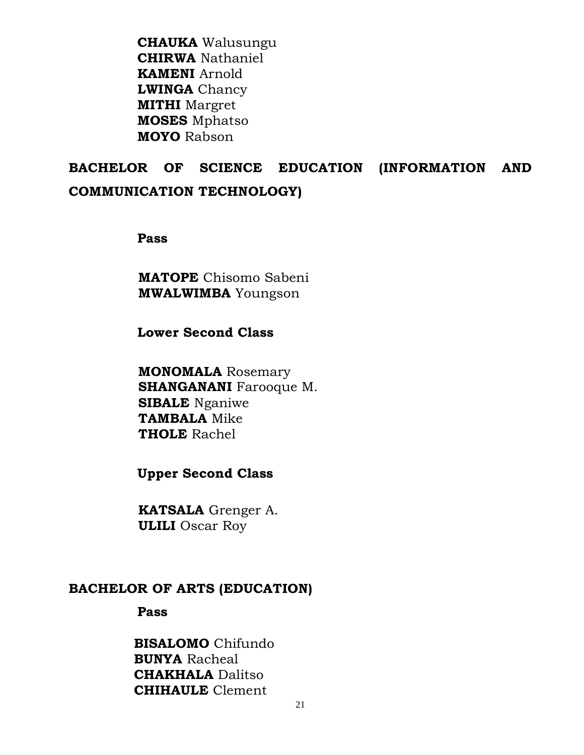**CHAUKA** Walusungu
**CHIRWA** Nathaniel
**KAMENI** Arnold
**LWINGA** Chancy
**MITHI** Margret
**MOSES** Mphatso
**MOYO** Rabson

## BACHELOR OF SCIENCE EDUCATION (INFORMATION AND COMMUNICATION TECHNOLOGY)

**Pass**

**MATOPE** Chisomo Sabeni
**MWALWIMBA** Youngson

**Lower Second Class**

**MONOMALA** Rosemary
**SHANGANANI** Farooque M.
**SIBALE** Nganiwe
**TAMBALA** Mike
**THOLE** Rachel

**Upper Second Class**

**KATSALA** Grenger A.
**ULILI** Oscar Roy

## BACHELOR OF ARTS (EDUCATION)

**Pass**

**BISALOMO** Chifundo
**BUNYA** Racheal
**CHAKHALA** Dalitso
**CHIHAULE** Clement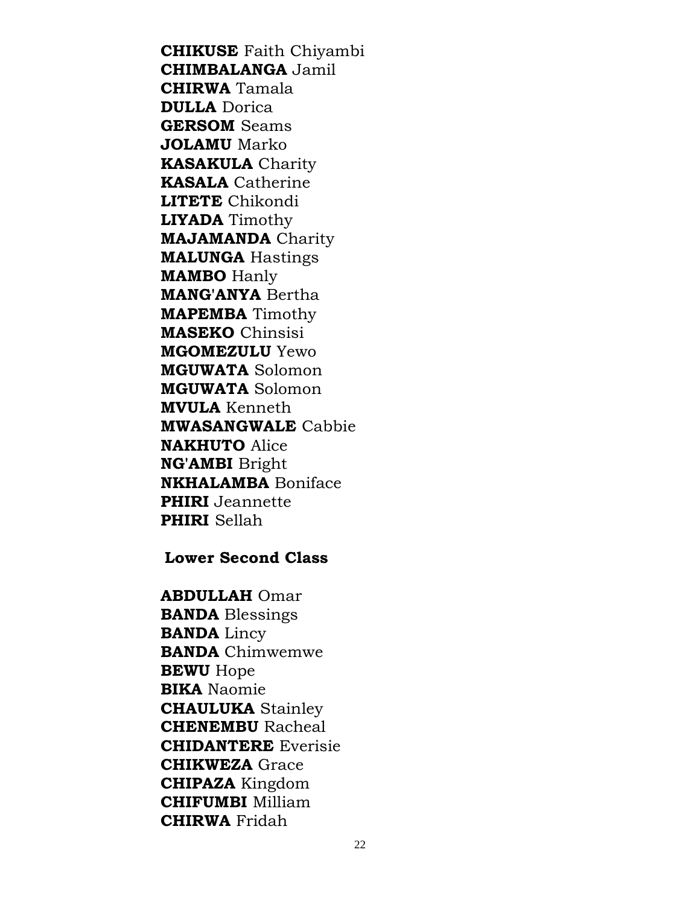**CHIKUSE** Faith Chiyambi
**CHIMBALANGA** Jamil
**CHIRWA** Tamala
**DULLA** Dorica
**GERSOM** Seams
**JOLAMU** Marko
**KASAKULA** Charity
**KASALA** Catherine
**LITETE** Chikondi
**LIYADA** Timothy
**MAJAMANDA** Charity
**MALUNGA** Hastings
**MAMBO** Hanly
**MANG'ANYA** Bertha
**MAPEMBA** Timothy
**MASEKO** Chinsisi
**MGOMEZULU** Yewo
**MGUWATA** Solomon
**MGUWATA** Solomon
**MVULA** Kenneth
**MWASANGWALE** Cabbie
**NAKHUTO** Alice
**NG'AMBI** Bright
**NKHALAMBA** Boniface
**PHIRI** Jeannette
**PHIRI** Sellah

### Lower Second Class

**ABDULLAH** Omar
**BANDA** Blessings
**BANDA** Lincy
**BANDA** Chimwemwe
**BEWU** Hope
**BIKA** Naomie
**CHAULUKA** Stainley
**CHENEMBU** Racheal
**CHIDANTERE** Everisie
**CHIKWEZA** Grace
**CHIPAZA** Kingdom
**CHIFUMBI** Milliam
**CHIRWA** Fridah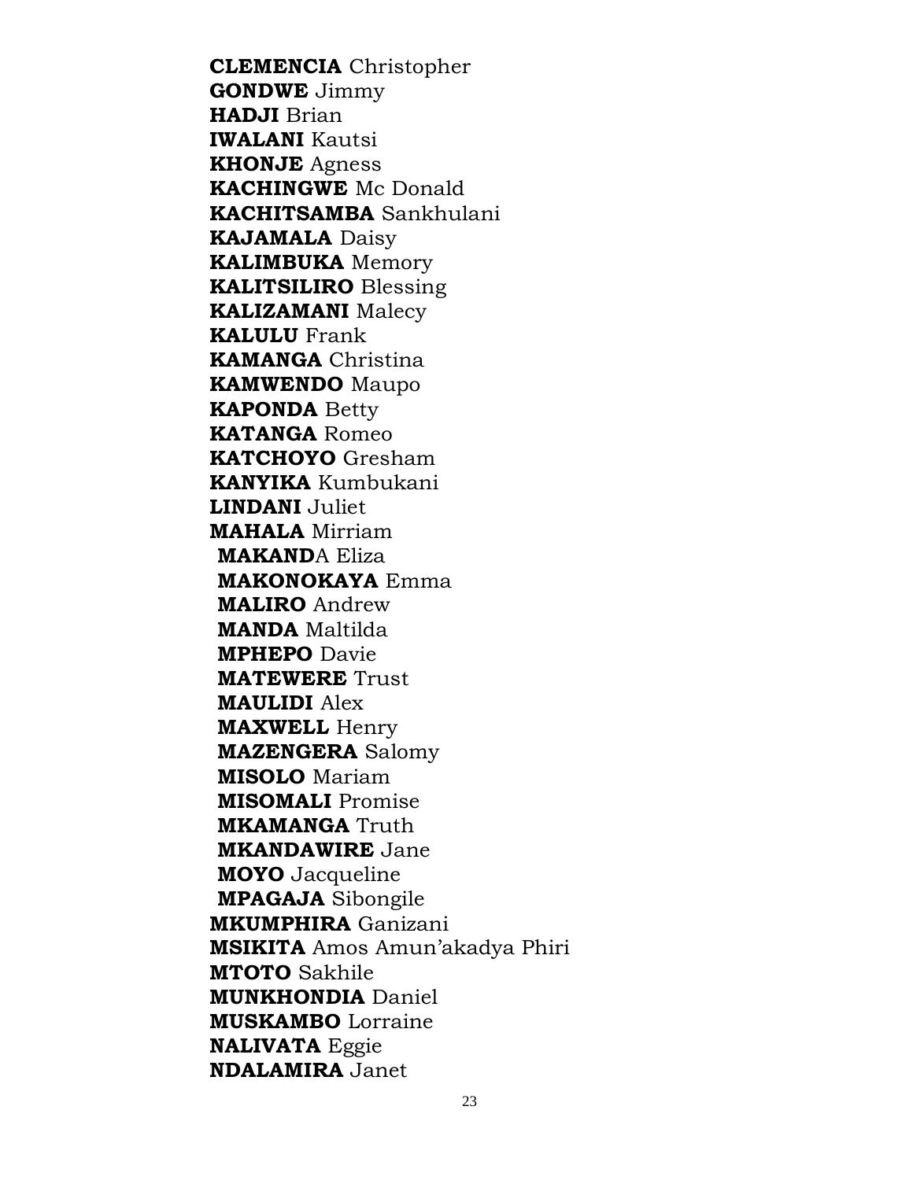**CLEMENCIA** Christopher
**GONDWE** Jimmy
**HADJI** Brian
**IWALANI** Kautsi
**KHONJE** Agness
**KACHINGWE** Mc Donald
**KACHITSAMBA** Sankhulani
**KAJAMALA** Daisy
**KALIMBUKA** Memory
**KALITSILIRO** Blessing
**KALIZAMANI** Malecy
**KALULU** Frank
**KAMANGA** Christina
**KAMWENDO** Maupo
**KAPONDA** Betty
**KATANGA** Romeo
**KATCHOYO** Gresham
**KANYIKA** Kumbukani
**LINDANI** Juliet
**MAHALA** Mirriam
**MAKAND**A Eliza
**MAKONOKAYA** Emma
**MALIRO** Andrew
**MANDA** Maltilda
**MPHEPO** Davie
**MATEWERE** Trust
**MAULIDI** Alex
**MAXWELL** Henry
**MAZENGERA** Salomy
**MISOLO** Mariam
**MISOMALI** Promise
**MKAMANGA** Truth
**MKANDAWIRE** Jane
**MOYO** Jacqueline
**MPAGAJA** Sibongile
**MKUMPHIRA** Ganizani
**MSIKITA** Amos Amun'akadya Phiri
**MTOTO** Sakhile
**MUNKHONDIA** Daniel
**MUSKAMBO** Lorraine
**NALIVATA** Eggie
**NDALAMIRA** Janet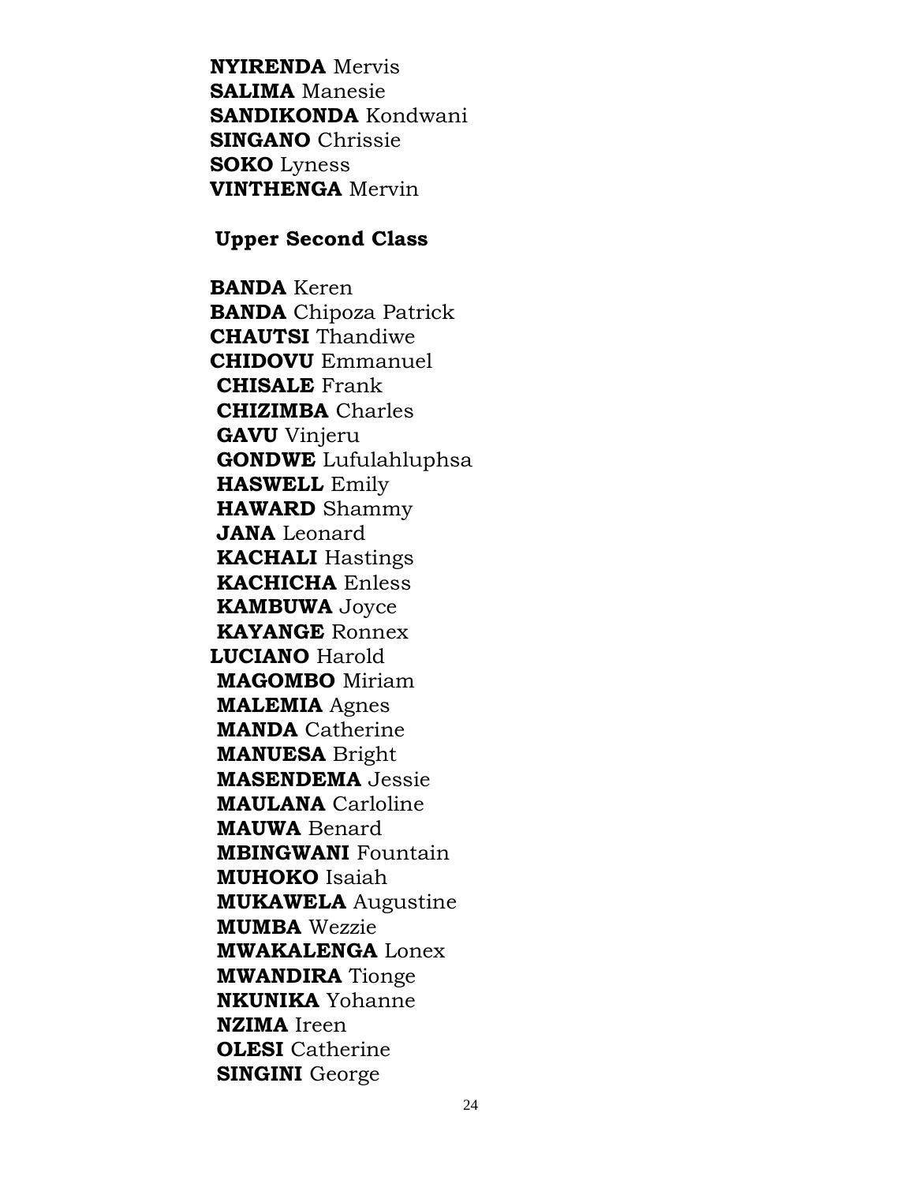**NYIRENDA** Mervis
**SALIMA** Manesie
**SANDIKONDA** Kondwani
**SINGANO** Chrissie
**SOKO** Lyness
**VINTHENGA** Mervin

**Upper Second Class**

**BANDA** Keren
**BANDA** Chipoza Patrick
**CHAUTSI** Thandiwe
**CHIDOVU** Emmanuel
**CHISALE** Frank
**CHIZIMBA** Charles
**GAVU** Vinjeru
**GONDWE** Lufulahluphsa
**HASWELL** Emily
**HAWARD** Shammy
**JANA** Leonard
**KACHALI** Hastings
**KACHICHA** Enless
**KAMBUWA** Joyce
**KAYANGE** Ronnex
**LUCIANO** Harold
**MAGOMBO** Miriam
**MALEMIA** Agnes
**MANDA** Catherine
**MANUESA** Bright
**MASENDEMA** Jessie
**MAULANA** Carloline
**MAUWA** Benard
**MBINGWANI** Fountain
**MUHOKO** Isaiah
**MUKAWELA** Augustine
**MUMBA** Wezzie
**MWAKALENGA** Lonex
**MWANDIRA** Tionge
**NKUNIKA** Yohanne
**NZIMA** Ireen
**OLESI** Catherine
**SINGINI** George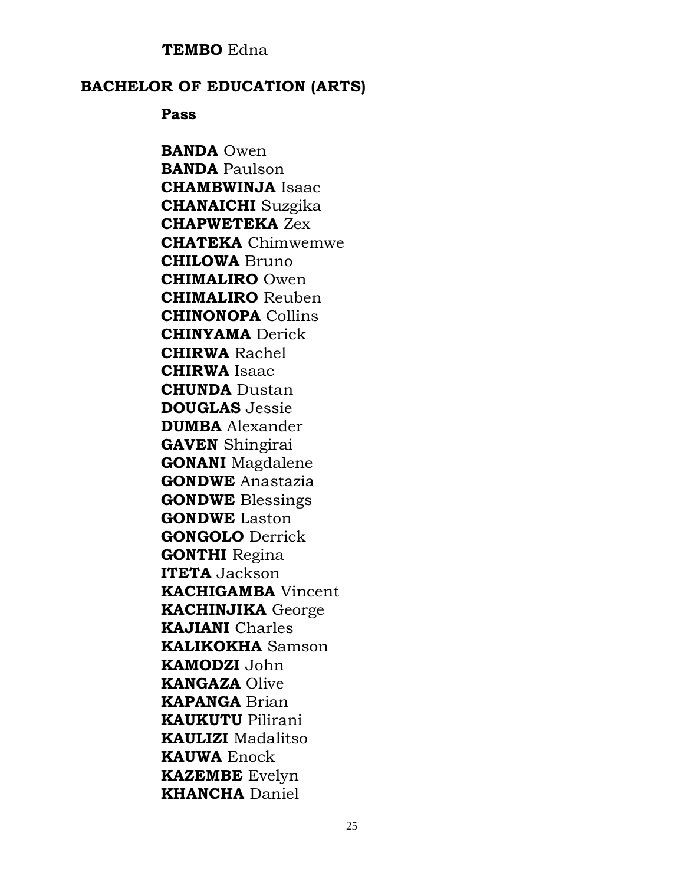**TEMBO** Edna

## BACHELOR OF EDUCATION (ARTS)

### Pass

**BANDA** Owen
**BANDA** Paulson
**CHAMBWINJA** Isaac
**CHANAICHI** Suzgika
**CHAPWETEKA** Zex
**CHATEKA** Chimwemwe
**CHILOWA** Bruno
**CHIMALIRO** Owen
**CHIMALIRO** Reuben
**CHINONOPA** Collins
**CHINYAMA** Derick
**CHIRWA** Rachel
**CHIRWA** Isaac
**CHUNDA** Dustan
**DOUGLAS** Jessie
**DUMBA** Alexander
**GAVEN** Shingirai
**GONANI** Magdalene
**GONDWE** Anastazia
**GONDWE** Blessings
**GONDWE** Laston
**GONGOLO** Derrick
**GONTHI** Regina
**ITETA** Jackson
**KACHIGAMBA** Vincent
**KACHINJIKA** George
**KAJIANI** Charles
**KALIKOKHA** Samson
**KAMODZI** John
**KANGAZA** Olive
**KAPANGA** Brian
**KAUKUTU** Pilirani
**KAULIZI** Madalitso
**KAUWA** Enock
**KAZEMBE** Evelyn
**KHANCHA** Daniel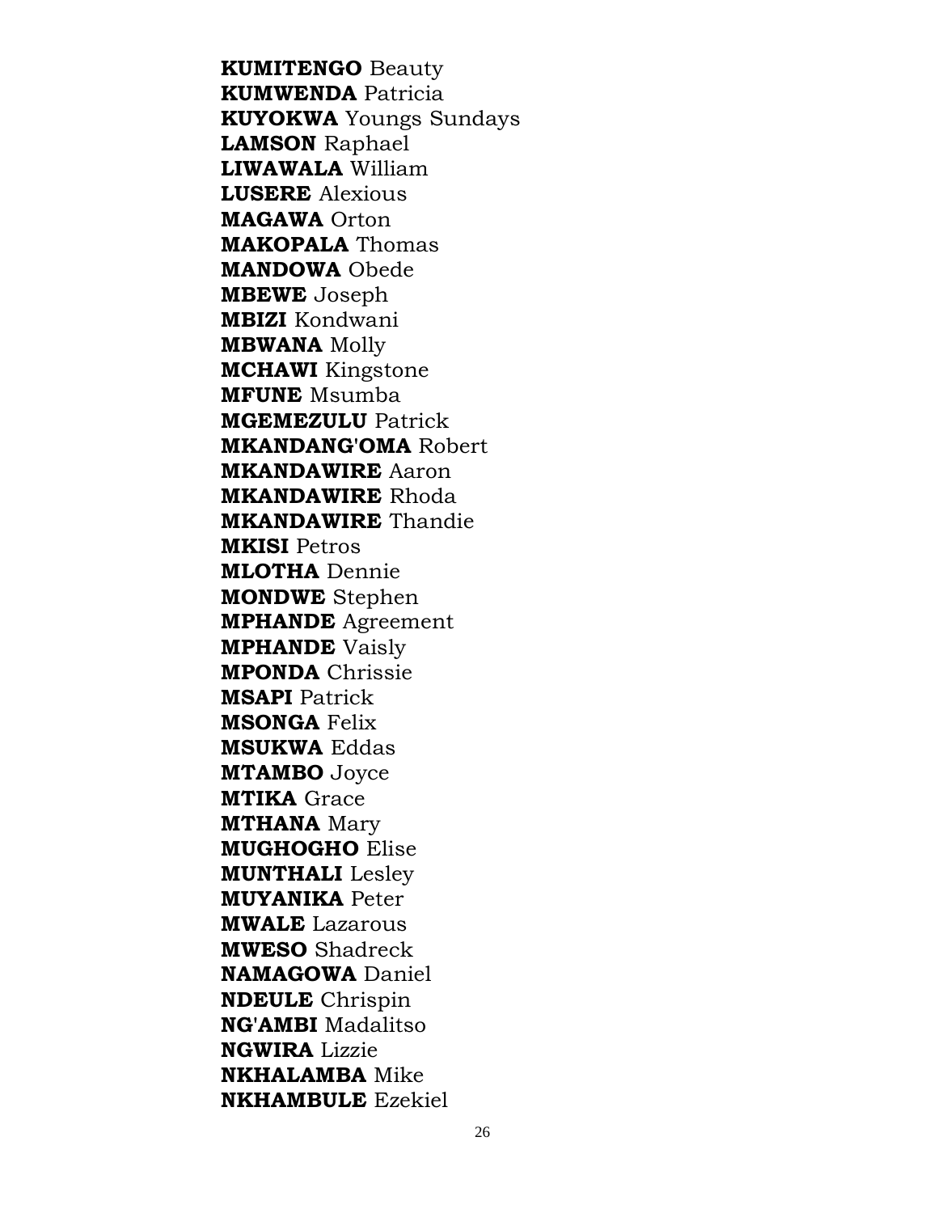**KUMITENGO** Beauty
**KUMWENDA** Patricia
**KUYOKWA** Youngs Sundays
**LAMSON** Raphael
**LIWAWALA** William
**LUSERE** Alexious
**MAGAWA** Orton
**MAKOPALA** Thomas
**MANDOWA** Obede
**MBEWE** Joseph
**MBIZI** Kondwani
**MBWANA** Molly
**MCHAWI** Kingstone
**MFUNE** Msumba
**MGEMEZULU** Patrick
**MKANDANG'OMA** Robert
**MKANDAWIRE** Aaron
**MKANDAWIRE** Rhoda
**MKANDAWIRE** Thandie
**MKISI** Petros
**MLOTHA** Dennie
**MONDWE** Stephen
**MPHANDE** Agreement
**MPHANDE** Vaisly
**MPONDA** Chrissie
**MSAPI** Patrick
**MSONGA** Felix
**MSUKWA** Eddas
**MTAMBO** Joyce
**MTIKA** Grace
**MTHANA** Mary
**MUGHOGHO** Elise
**MUNTHALI** Lesley
**MUYANIKA** Peter
**MWALE** Lazarous
**MWESO** Shadreck
**NAMAGOWA** Daniel
**NDEULE** Chrispin
**NG'AMBI** Madalitso
**NGWIRA** Lizzie
**NKHALAMBA** Mike
**NKHAMBULE** Ezekiel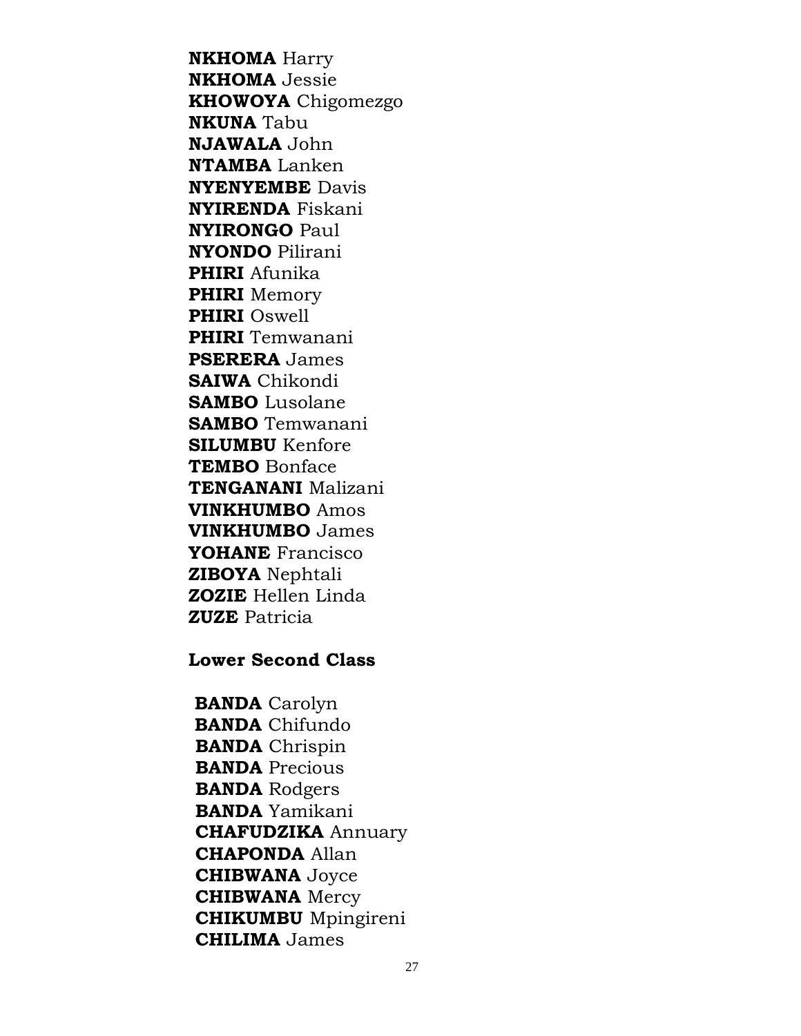**NKHOMA** Harry
**NKHOMA** Jessie
**KHOWOYA** Chigomezgo
**NKUNA** Tabu
**NJAWALA** John
**NTAMBA** Lanken
**NYENYEMBE** Davis
**NYIRENDA** Fiskani
**NYIRONGO** Paul
**NYONDO** Pilirani
**PHIRI** Afunika
**PHIRI** Memory
**PHIRI** Oswell
**PHIRI** Temwanani
**PSERERA** James
**SAIWA** Chikondi
**SAMBO** Lusolane
**SAMBO** Temwanani
**SILUMBU** Kenfore
**TEMBO** Bonface
**TENGANANI** Malizani
**VINKHUMBO** Amos
**VINKHUMBO** James
**YOHANE** Francisco
**ZIBOYA** Nephtali
**ZOZIE** Hellen Linda
**ZUZE** Patricia

**Lower Second Class**

**BANDA** Carolyn
**BANDA** Chifundo
**BANDA** Chrispin
**BANDA** Precious
**BANDA** Rodgers
**BANDA** Yamikani
**CHAFUDZIKA** Annuary
**CHAPONDA** Allan
**CHIBWANA** Joyce
**CHIBWANA** Mercy
**CHIKUMBU** Mpingireni
**CHILIMA** James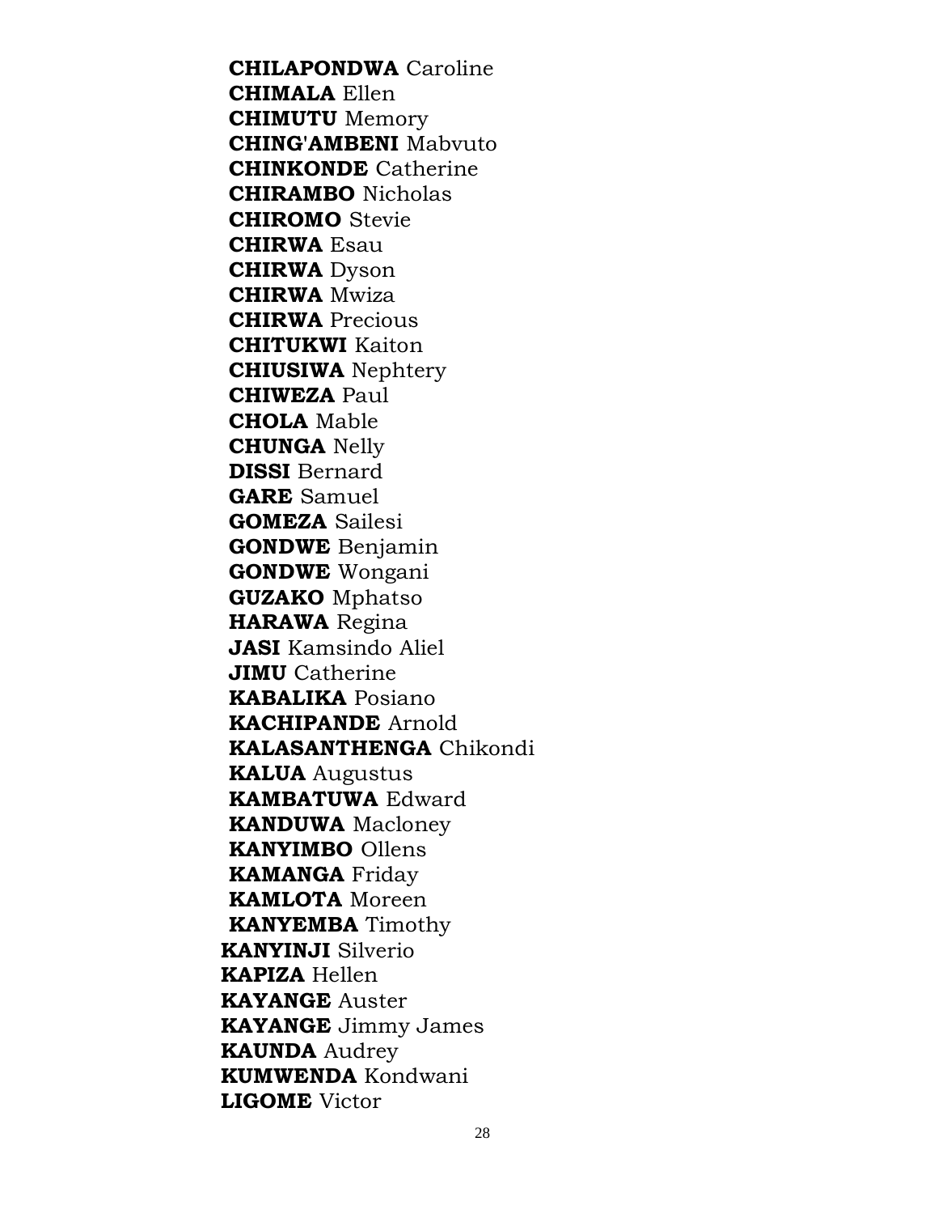**CHILAPONDWA** Caroline
**CHIMALA** Ellen
**CHIMUTU** Memory
**CHING'AMBENI** Mabvuto
**CHINKONDE** Catherine
**CHIRAMBO** Nicholas
**CHIROMO** Stevie
**CHIRWA** Esau
**CHIRWA** Dyson
**CHIRWA** Mwiza
**CHIRWA** Precious
**CHITUKWI** Kaiton
**CHIUSIWA** Nephtery
**CHIWEZA** Paul
**CHOLA** Mable
**CHUNGA** Nelly
**DISSI** Bernard
**GARE** Samuel
**GOMEZA** Sailesi
**GONDWE** Benjamin
**GONDWE** Wongani
**GUZAKO** Mphatso
**HARAWA** Regina
**JASI** Kamsindo Aliel
**JIMU** Catherine
**KABALIKA** Posiano
**KACHIPANDE** Arnold
**KALASANTHENGA** Chikondi
**KALUA** Augustus
**KAMBATUWA** Edward
**KANDUWA** Macloney
**KANYIMBO** Ollens
**KAMANGA** Friday
**KAMLOTA** Moreen
**KANYEMBA** Timothy
**KANYINJI** Silverio
**KAPIZA** Hellen
**KAYANGE** Auster
**KAYANGE** Jimmy James
**KAUNDA** Audrey
**KUMWENDA** Kondwani
**LIGOME** Victor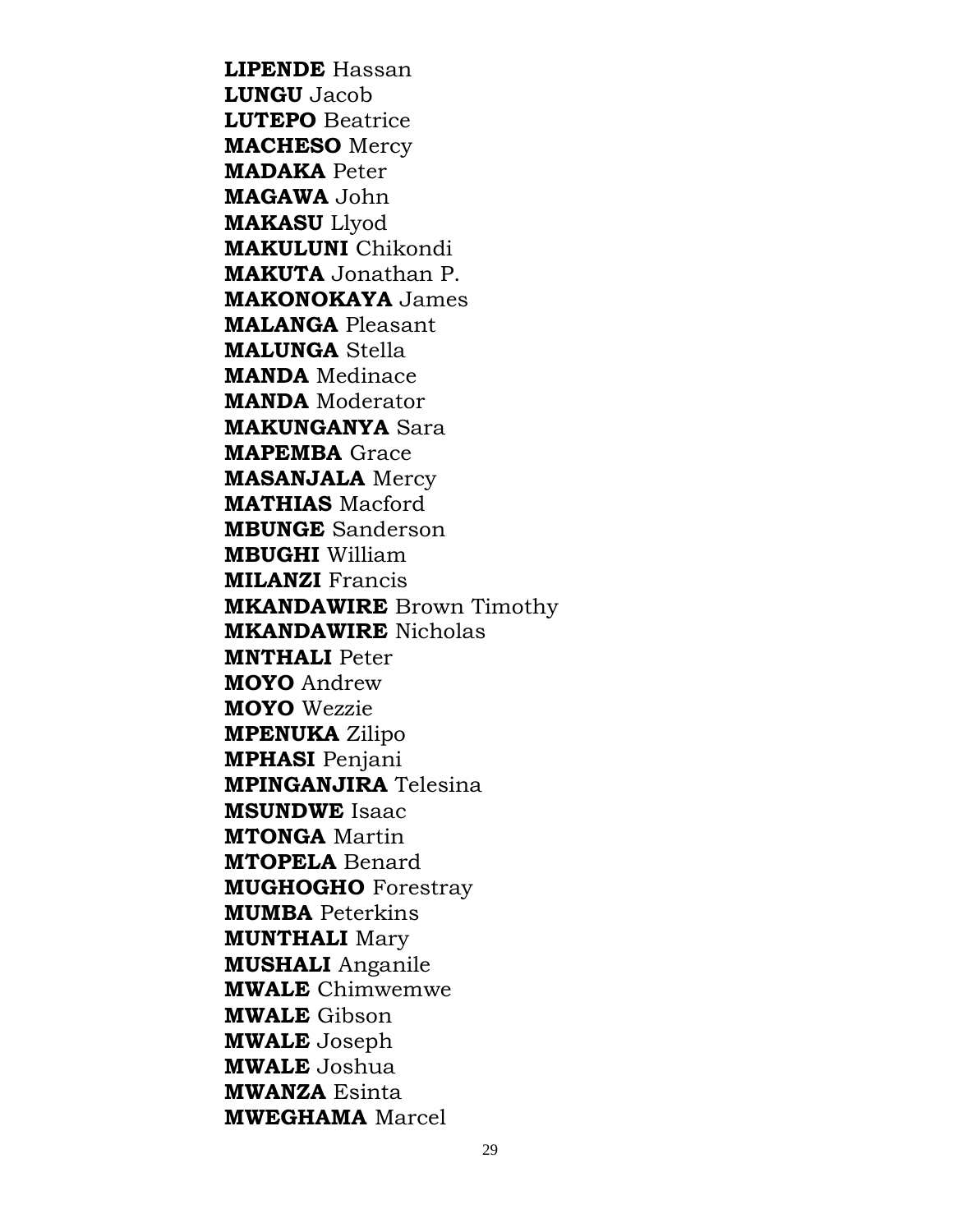**LIPENDE** Hassan
**LUNGU** Jacob
**LUTEPO** Beatrice
**MACHESO** Mercy
**MADAKA** Peter
**MAGAWA** John
**MAKASU** Llyod
**MAKULUNI** Chikondi
**MAKUTA** Jonathan P.
**MAKONOKAYA** James
**MALANGA** Pleasant
**MALUNGA** Stella
**MANDA** Medinace
**MANDA** Moderator
**MAKUNGANYA** Sara
**MAPEMBA** Grace
**MASANJALA** Mercy
**MATHIAS** Macford
**MBUNGE** Sanderson
**MBUGHI** William
**MILANZI** Francis
**MKANDAWIRE** Brown Timothy
**MKANDAWIRE** Nicholas
**MNTHALI** Peter
**MOYO** Andrew
**MOYO** Wezzie
**MPENUKA** Zilipo
**MPHASI** Penjani
**MPINGANJIRA** Telesina
**MSUNDWE** Isaac
**MTONGA** Martin
**MTOPELA** Benard
**MUGHOGHO** Forestray
**MUMBA** Peterkins
**MUNTHALI** Mary
**MUSHALI** Anganile
**MWALE** Chimwemwe
**MWALE** Gibson
**MWALE** Joseph
**MWALE** Joshua
**MWANZA** Esinta
**MWEGHAMA** Marcel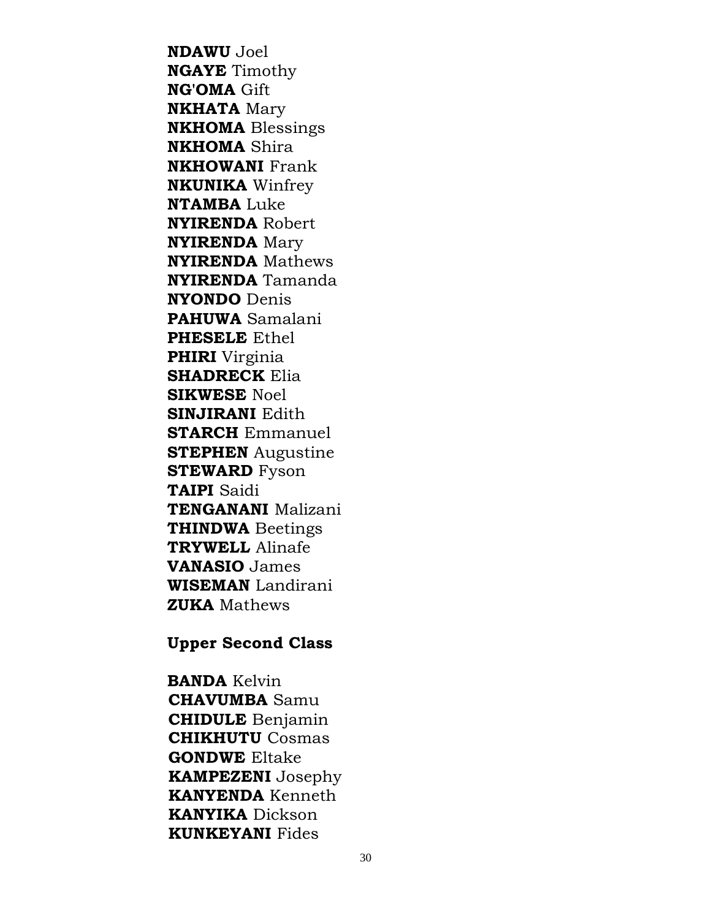**NDAWU** Joel
**NGAYE** Timothy
**NG'OMA** Gift
**NKHATA** Mary
**NKHOMA** Blessings
**NKHOMA** Shira
**NKHOWANI** Frank
**NKUNIKA** Winfrey
**NTAMBA** Luke
**NYIRENDA** Robert
**NYIRENDA** Mary
**NYIRENDA** Mathews
**NYIRENDA** Tamanda
**NYONDO** Denis
**PAHUWA** Samalani
**PHESELE** Ethel
**PHIRI** Virginia
**SHADRECK** Elia
**SIKWESE** Noel
**SINJIRANI** Edith
**STARCH** Emmanuel
**STEPHEN** Augustine
**STEWARD** Fyson
**TAIPI** Saidi
**TENGANANI** Malizani
**THINDWA** Beetings
**TRYWELL** Alinafe
**VANASIO** James
**WISEMAN** Landirani
**ZUKA** Mathews

**Upper Second Class**

**BANDA** Kelvin
**CHAVUMBA** Samu
**CHIDULE** Benjamin
**CHIKHUTU** Cosmas
**GONDWE** Eltake
**KAMPEZENI** Josephy
**KANYENDA** Kenneth
**KANYIKA** Dickson
**KUNKEYANI** Fides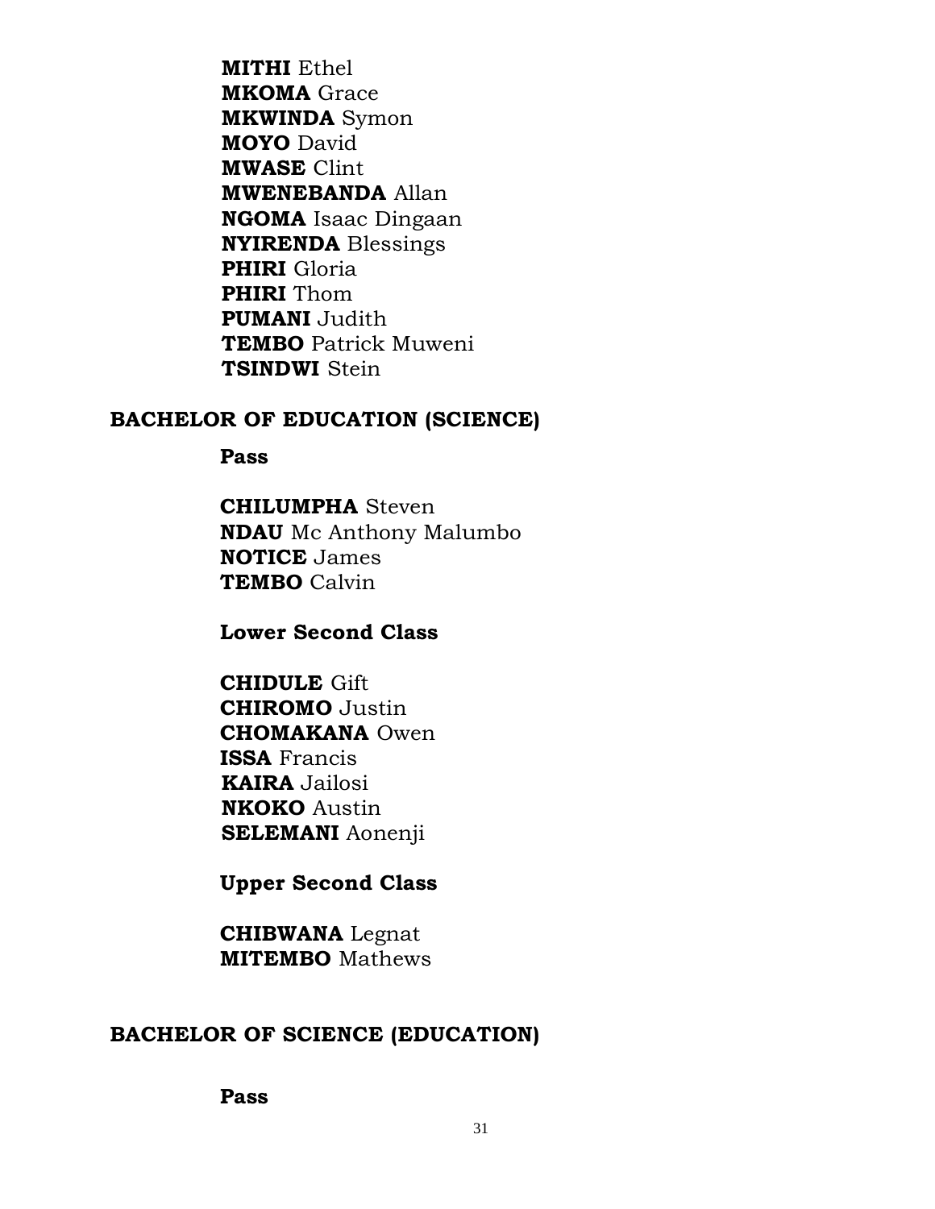**MITHI** Ethel
**MKOMA** Grace
**MKWINDA** Symon
**MOYO** David
**MWASE** Clint
**MWENEBANDA** Allan
**NGOMA** Isaac Dingaan
**NYIRENDA** Blessings
**PHIRI** Gloria
**PHIRI** Thom
**PUMANI** Judith
**TEMBO** Patrick Muweni
**TSINDWI** Stein

## BACHELOR OF EDUCATION (SCIENCE)

### Pass

**CHILUMPHA** Steven
**NDAU** Mc Anthony Malumbo
**NOTICE** James
**TEMBO** Calvin

### Lower Second Class

**CHIDULE** Gift
**CHIROMO** Justin
**CHOMAKANA** Owen
**ISSA** Francis
**KAIRA** Jailosi
**NKOKO** Austin
**SELEMANI** Aonenji

### Upper Second Class

**CHIBWANA** Legnat
**MITEMBO** Mathews

## BACHELOR OF SCIENCE (EDUCATION)

### Pass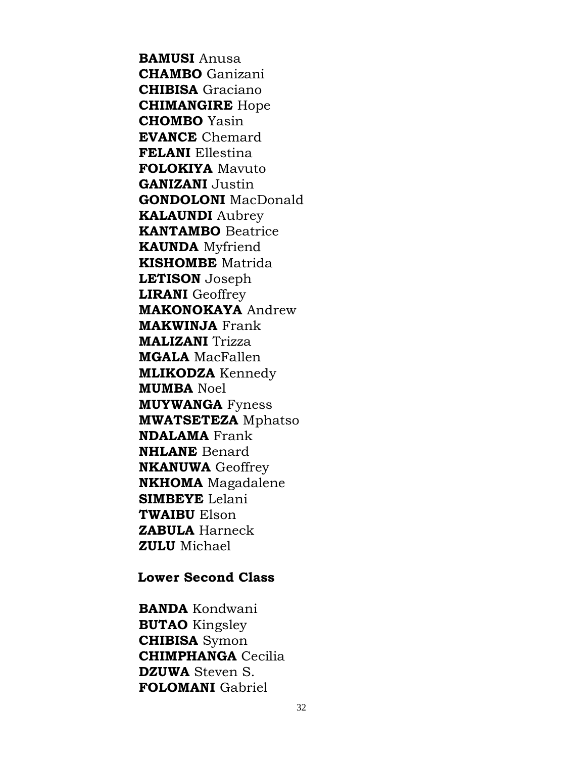**BAMUSI** Anusa
**CHAMBO** Ganizani
**CHIBISA** Graciano
**CHIMANGIRE** Hope
**CHOMBO** Yasin
**EVANCE** Chemard
**FELANI** Ellestina
**FOLOKIYA** Mavuto
**GANIZANI** Justin
**GONDOLONI** MacDonald
**KALAUNDI** Aubrey
**KANTAMBO** Beatrice
**KAUNDA** Myfriend
**KISHOMBE** Matrida
**LETISON** Joseph
**LIRANI** Geoffrey
**MAKONOKAYA** Andrew
**MAKWINJA** Frank
**MALIZANI** Trizza
**MGALA** MacFallen
**MLIKODZA** Kennedy
**MUMBA** Noel
**MUYWANGA** Fyness
**MWATSETEZA** Mphatso
**NDALAMA** Frank
**NHLANE** Benard
**NKANUWA** Geoffrey
**NKHOMA** Magadalene
**SIMBEYE** Lelani
**TWAIBU** Elson
**ZABULA** Harneck
**ZULU** Michael

### Lower Second Class

**BANDA** Kondwani
**BUTAO** Kingsley
**CHIBISA** Symon
**CHIMPHANGA** Cecilia
**DZUWA** Steven S.
**FOLOMANI** Gabriel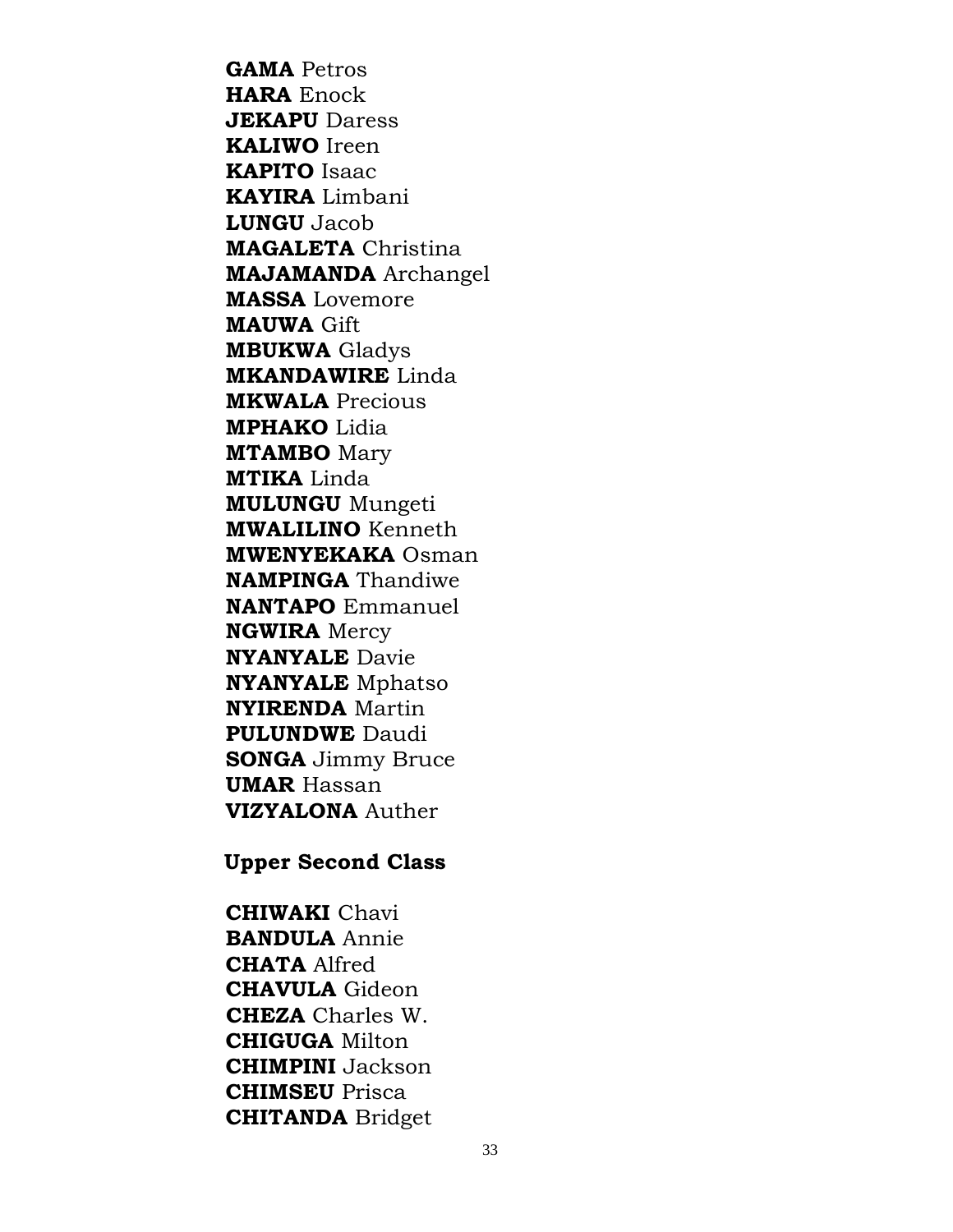**GAMA** Petros
**HARA** Enock
**JEKAPU** Daress
**KALIWO** Ireen
**KAPITO** Isaac
**KAYIRA** Limbani
**LUNGU** Jacob
**MAGALETA** Christina
**MAJAMANDA** Archangel
**MASSA** Lovemore
**MAUWA** Gift
**MBUKWA** Gladys
**MKANDAWIRE** Linda
**MKWALA** Precious
**MPHAKO** Lidia
**MTAMBO** Mary
**MTIKA** Linda
**MULUNGU** Mungeti
**MWALILINO** Kenneth
**MWENYEKAKA** Osman
**NAMPINGA** Thandiwe
**NANTAPO** Emmanuel
**NGWIRA** Mercy
**NYANYALE** Davie
**NYANYALE** Mphatso
**NYIRENDA** Martin
**PULUNDWE** Daudi
**SONGA** Jimmy Bruce
**UMAR** Hassan
**VIZYALONA** Auther

**Upper Second Class**

**CHIWAKI** Chavi
**BANDULA** Annie
**CHATA** Alfred
**CHAVULA** Gideon
**CHEZA** Charles W.
**CHIGUGA** Milton
**CHIMPINI** Jackson
**CHIMSEU** Prisca
**CHITANDA** Bridget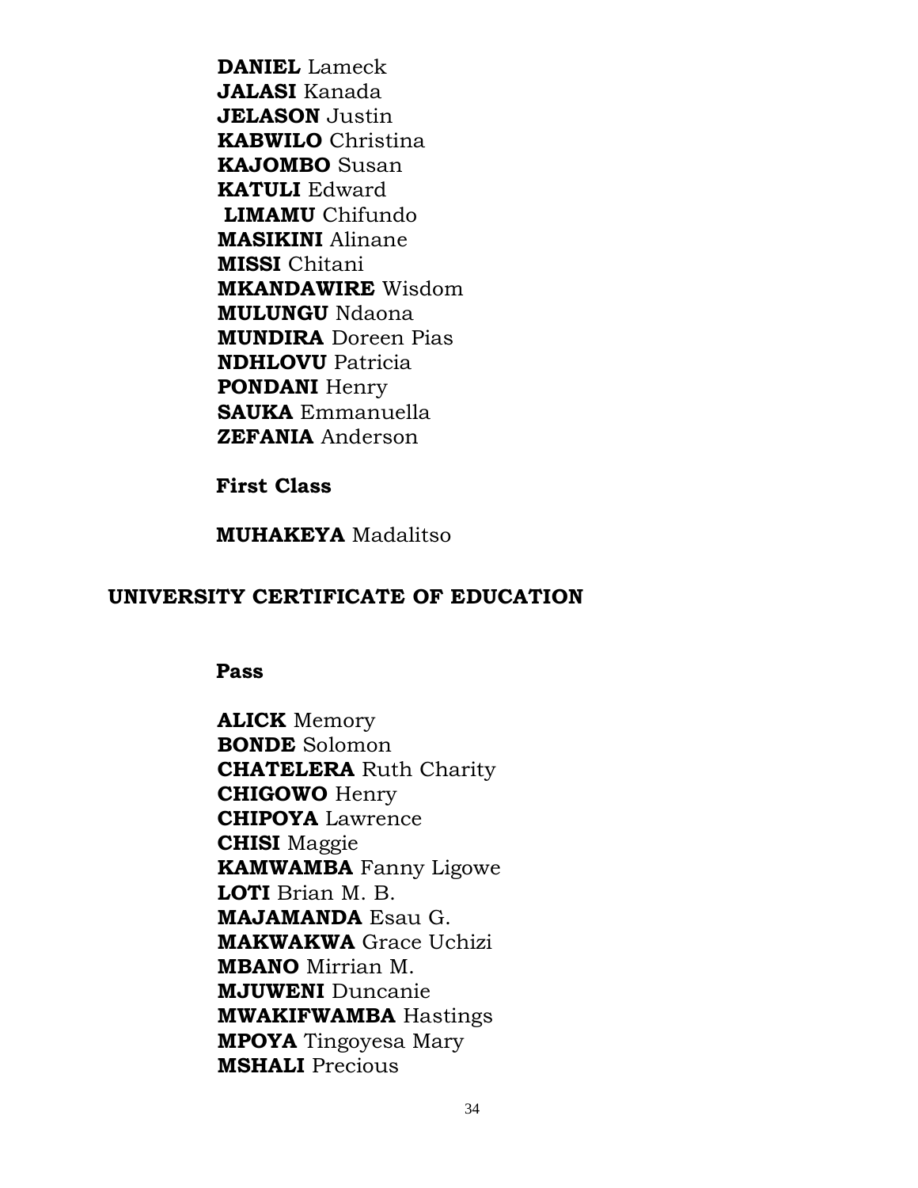**DANIEL** Lameck
**JALASI** Kanada
**JELASON** Justin
**KABWILO** Christina
**KAJOMBO** Susan
**KATULI** Edward
**LIMAMU** Chifundo
**MASIKINI** Alinane
**MISSI** Chitani
**MKANDAWIRE** Wisdom
**MULUNGU** Ndaona
**MUNDIRA** Doreen Pias
**NDHLOVU** Patricia
**PONDANI** Henry
**SAUKA** Emmanuella
**ZEFANIA** Anderson

**First Class**

**MUHAKEYA** Madalitso

## UNIVERSITY CERTIFICATE OF EDUCATION

**Pass**

**ALICK** Memory
**BONDE** Solomon
**CHATELERA** Ruth Charity
**CHIGOWO** Henry
**CHIPOYA** Lawrence
**CHISI** Maggie
**KAMWAMBA** Fanny Ligowe
**LOTI** Brian M. B.
**MAJAMANDA** Esau G.
**MAKWAKWA** Grace Uchizi
**MBANO** Mirrian M.
**MJUWENI** Duncanie
**MWAKIFWAMBA** Hastings
**MPOYA** Tingoyesa Mary
**MSHALI** Precious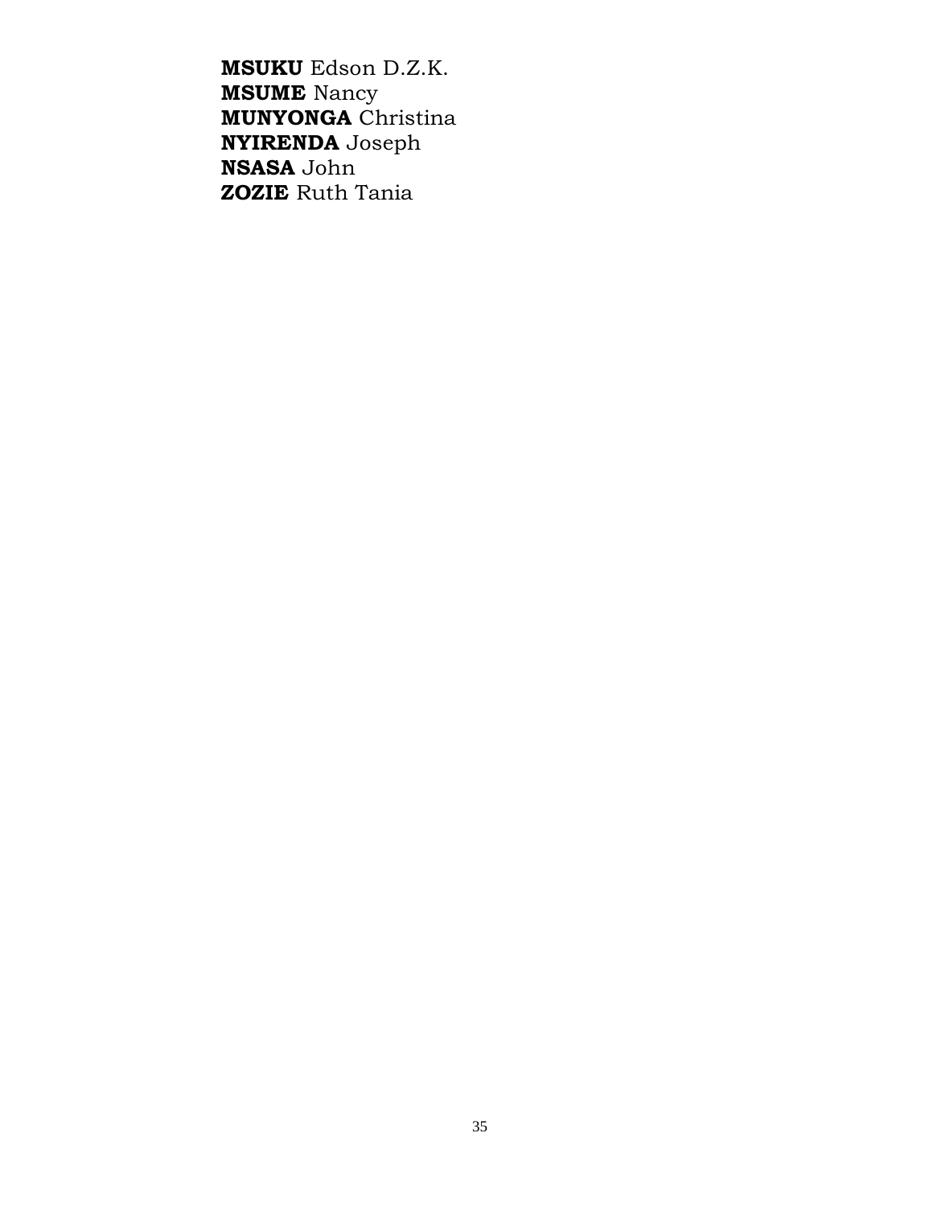**MSUKU** Edson D.Z.K.
**MSUME** Nancy
**MUNYONGA** Christina
**NYIRENDA** Joseph
**NSASA** John
**ZOZIE** Ruth Tania